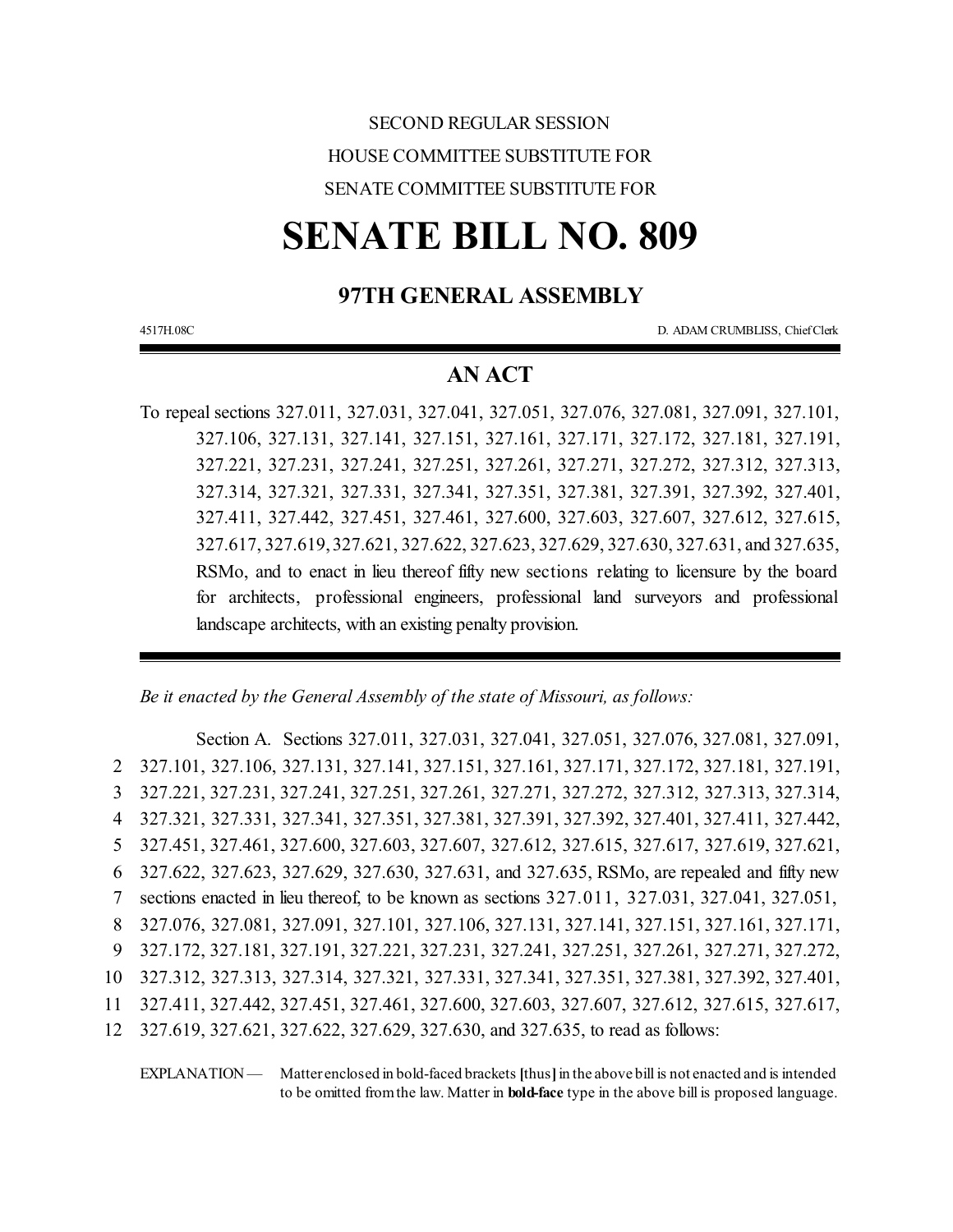SECOND REGULAR SESSION

HOUSE COMMITTEE SUBSTITUTE FOR

SENATE COMMITTEE SUBSTITUTE FOR

# SENATE BILL NO. 809

## 97TH GENERAL ASSEMBLY

4517H.08C D. ADAM CRUMBLISS, Chief Clerk

## AN ACT

To repeal sections 327.011, 327.031, 327.041, 327.051, 327.076, 327.081, 327.091, 327.101, 327.106, 327.131, 327.141, 327.151, 327.161, 327.171, 327.172, 327.181, 327.191, 327.221, 327.231, 327.241, 327.251, 327.261, 327.271, 327.272, 327.312, 327.313, 327.314, 327.321, 327.331, 327.341, 327.351, 327.381, 327.391, 327.392, 327.401, 327.411, 327.442, 327.451, 327.461, 327.600, 327.603, 327.607, 327.612, 327.615, 327.617, 327.619, 327.621, 327.622, 327.623, 327.629, 327.630, 327.631, and 327.635, RSMo, and to enact in lieu thereof fifty new sections relating to licensure by the board for architects, professional engineers, professional land surveyors and professional landscape architects, with an existing penalty provision.

*Be it enacted by the General Assembly of the state of Missouri, as follows:*

Section A. Sections 327.011, 327.031, 327.041, 327.051, 327.076, 327.081, 327.091, 327.101, 327.106, 327.131, 327.141, 327.151, 327.161, 327.171, 327.172, 327.181, 327.191, 327.221, 327.231, 327.241, 327.251, 327.261, 327.271, 327.272, 327.312, 327.313, 327.314, 327.321, 327.331, 327.341, 327.351, 327.381, 327.391, 327.392, 327.401, 327.411, 327.442, 327.451, 327.461, 327.600, 327.603, 327.607, 327.612, 327.615, 327.617, 327.619, 327.621, 327.622, 327.623, 327.629, 327.630, 327.631, and 327.635, RSMo, are repealed and fifty new sections enacted in lieu thereof, to be known as sections 327.011, 327.031, 327.041, 327.051, 327.076, 327.081, 327.091, 327.101, 327.106, 327.131, 327.141, 327.151, 327.161, 327.171, 327.172, 327.181, 327.191, 327.221, 327.231, 327.241, 327.251, 327.261, 327.271, 327.272, 327.312, 327.313, 327.314, 327.321, 327.331, 327.341, 327.351, 327.381, 327.392, 327.401, 327.411, 327.442, 327.451, 327.461, 327.600, 327.603, 327.607, 327.612, 327.615, 327.617, 327.619, 327.621, 327.622, 327.629, 327.630, and 327.635, to read as follows:

EXPLANATION — Matter enclosed in bold-faced brackets **[**thus**]** in the above bill is not enacted and is intended to be omitted from the law. Matter in **bold-face** type in the above bill is proposed language.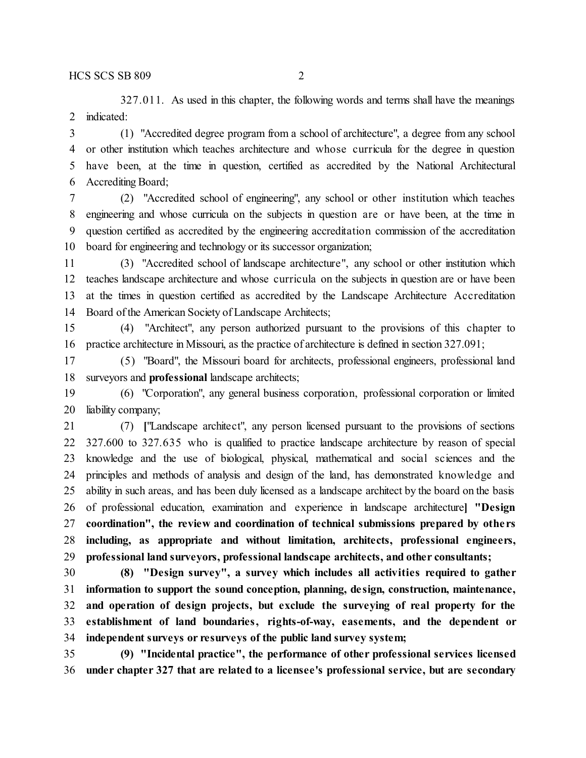327.011. As used in this chapter, the following words and terms shall have the meanings indicated:

(1) "Accredited degree program from a school of architecture", a degree from any school or other institution which teaches architecture and whose curricula for the degree in question have been, at the time in question, certified as accredited by the National Architectural Accrediting Board;

(2) "Accredited school of engineering", any school or other institution which teaches engineering and whose curricula on the subjects in question are or have been, at the time in question certified as accredited by the engineering accreditation commission of the accreditation board for engineering and technology or its successor organization;

(3) "Accredited school of landscape architecture", any school or other institution which teaches landscape architecture and whose curricula on the subjects in question are or have been at the times in question certified as accredited by the Landscape Architecture Accreditation Board of the American Society of Landscape Architects;

(4) "Architect", any person authorized pursuant to the provisions of this chapter to practice architecture in Missouri, as the practice of architecture is defined in section 327.091;

(5) "Board", the Missouri board for architects, professional engineers, professional land surveyors and **professional** landscape architects;

(6) "Corporation", any general business corporation, professional corporation or limited liability company;

(7) **[**"Landscape architect", any person licensed pursuant to the provisions of sections 327.600 to 327.635 who is qualified to practice landscape architecture by reason of special knowledge and the use of biological, physical, mathematical and social sciences and the principles and methods of analysis and design of the land, has demonstrated knowledge and ability in such areas, and has been duly licensed as a landscape architect by the board on the basis of professional education, examination and experience in landscape architecture**] "Design coordination", the review and coordination of technical submissions prepared by others including, as appropriate and without limitation, architects, professional engineers, professional land surveyors, professional landscape architects, and other consultants;**

**(8) "Design survey", a survey which includes all activities required to gather information to support the sound conception, planning, design, construction, maintenance, and operation of design projects, but exclude the surveying of real property for the establishment of land boundaries, rights-of-way, easements, and the dependent or independent surveys or resurveys of the public land survey system;**

**(9) "Incidental practice", the performance of other professional services licensed under chapter 327 that are related to a licensee's professional service, but are secondary**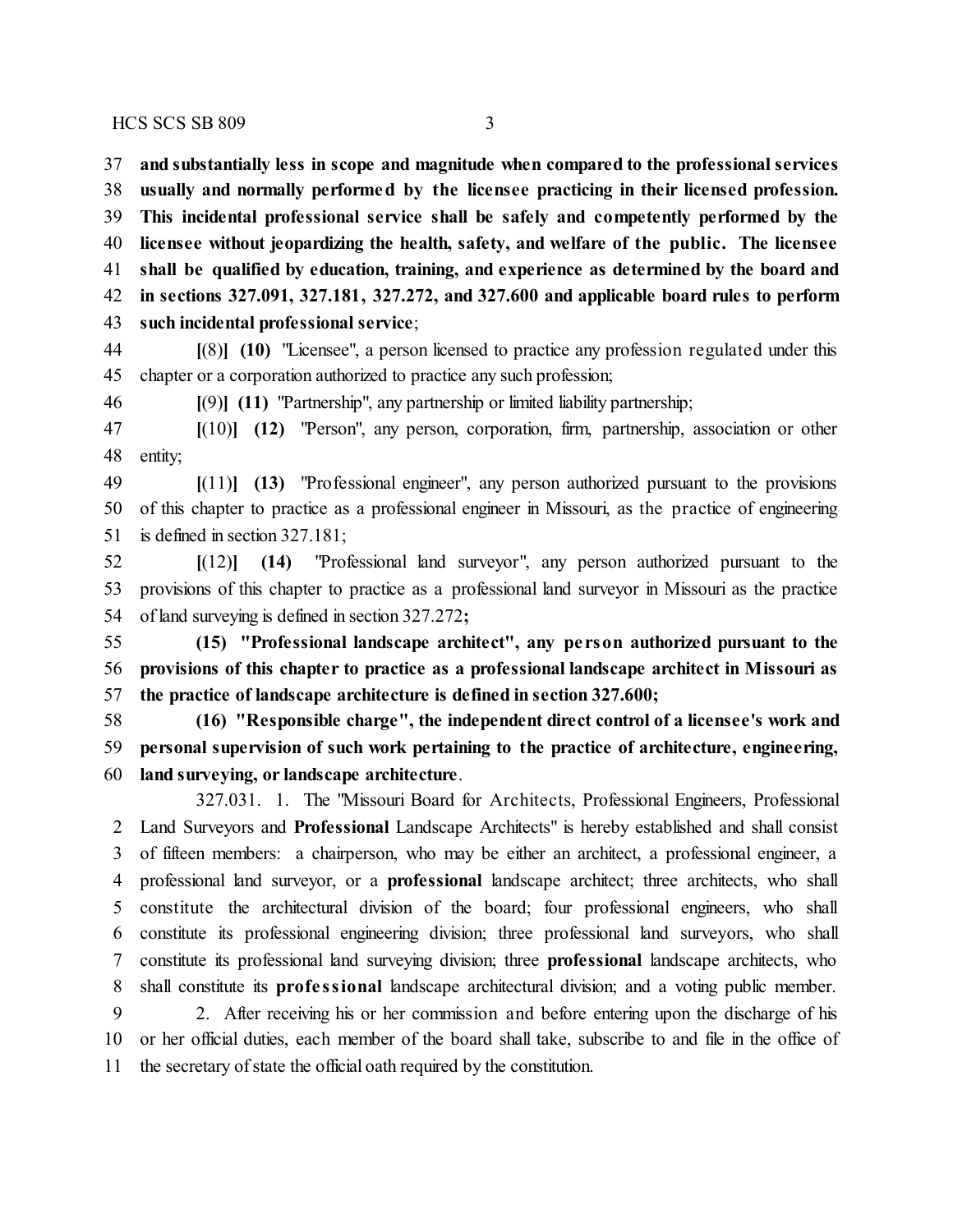**and substantially less in scope and magnitude when compared to the professional services usually and normally performed by the licensee practicing in their licensed profession. This incidental professional service shall be safely and competently performed by the licensee without jeopardizing the health, safety, and welfare of the public. The licensee shall be qualified by education, training, and experience as determined by the board and in sections 327.091, 327.181, 327.272, and 327.600 and applicable board rules to perform such incidental professional service**;

**[**(8)**]** **(10)** "Licensee", a person licensed to practice any profession regulated under this chapter or a corporation authorized to practice any such profession;

**[**(9)**]** **(11)** "Partnership", any partnership or limited liability partnership;

**[**(10)**]** **(12)** "Person", any person, corporation, firm, partnership, association or other entity;

**[**(11)**]** **(13)** "Professional engineer", any person authorized pursuant to the provisions of this chapter to practice as a professional engineer in Missouri, as the practice of engineering is defined in section 327.181;

**[**(12)**]** **(14)** "Professional land surveyor", any person authorized pursuant to the provisions of this chapter to practice as a professional land surveyor in Missouri as the practice of land surveying is defined in section 327.272**;**

**(15) "Professional landscape architect", any person authorized pursuant to the provisions of this chapter to practice as a professional landscape architect in Missouri as the practice of landscape architecture is defined in section 327.600;**

**(16) "Responsible charge", the independent direct control of a licensee's work and personal supervision of such work pertaining to the practice of architecture, engineering, land surveying, or landscape architecture**.

327.031. 1. The "Missouri Board for Architects, Professional Engineers, Professional Land Surveyors and **Professional** Landscape Architects" is hereby established and shall consist of fifteen members: a chairperson, who may be either an architect, a professional engineer, a professional land surveyor, or a **professional** landscape architect; three architects, who shall constitute the architectural division of the board; four professional engineers, who shall constitute its professional engineering division; three professional land surveyors, who shall constitute its professional land surveying division; three **professional** landscape architects, who shall constitute its **professional** landscape architectural division; and a voting public member.

2. After receiving his or her commission and before entering upon the discharge of his or her official duties, each member of the board shall take, subscribe to and file in the office of the secretary of state the official oath required by the constitution.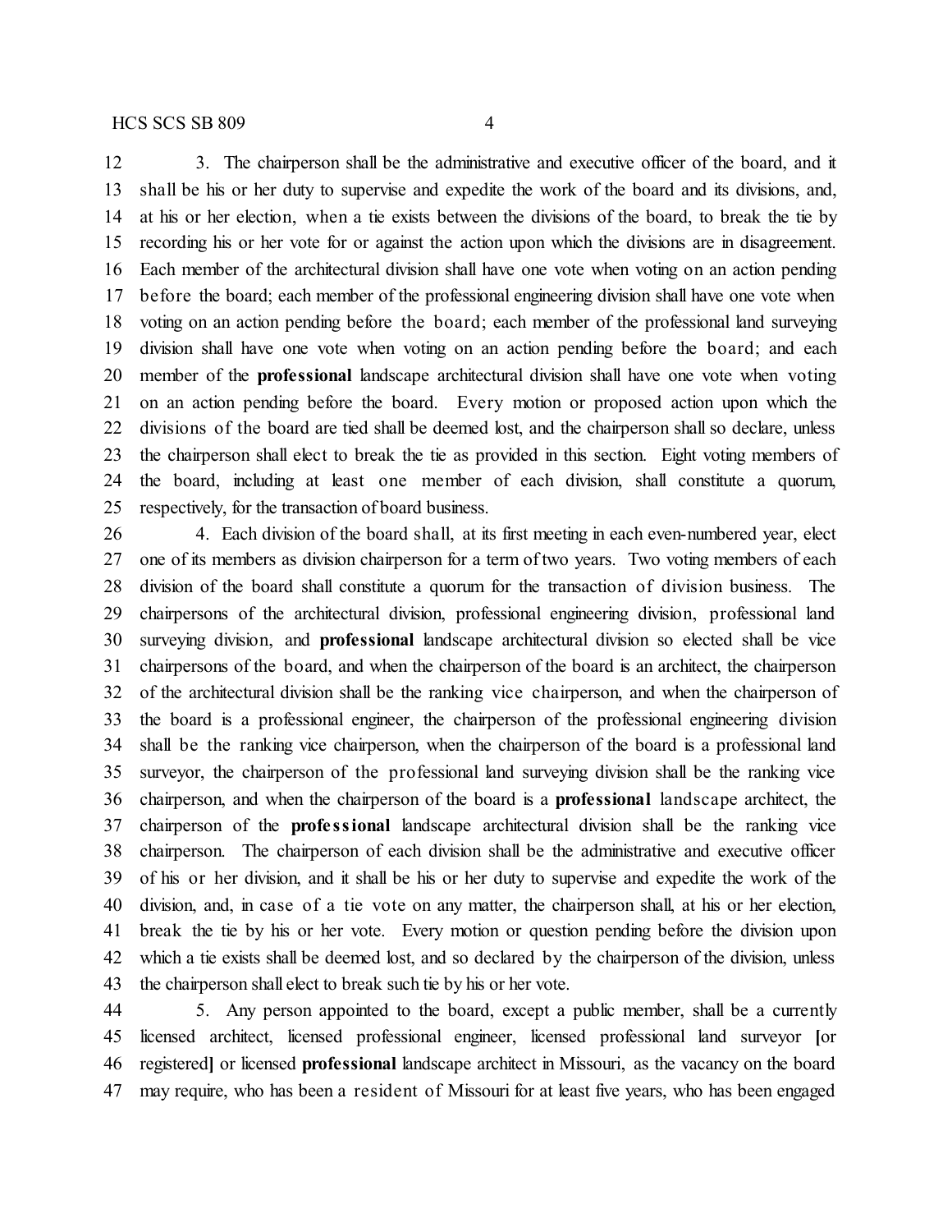3. The chairperson shall be the administrative and executive officer of the board, and it shall be his or her duty to supervise and expedite the work of the board and its divisions, and, at his or her election, when a tie exists between the divisions of the board, to break the tie by recording his or her vote for or against the action upon which the divisions are in disagreement. Each member of the architectural division shall have one vote when voting on an action pending before the board; each member of the professional engineering division shall have one vote when voting on an action pending before the board; each member of the professional land surveying division shall have one vote when voting on an action pending before the board; and each member of the **professional** landscape architectural division shall have one vote when voting on an action pending before the board. Every motion or proposed action upon which the divisions of the board are tied shall be deemed lost, and the chairperson shall so declare, unless the chairperson shall elect to break the tie as provided in this section. Eight voting members of the board, including at least one member of each division, shall constitute a quorum, respectively, for the transaction of board business.

4. Each division of the board shall, at its first meeting in each even-numbered year, elect one of its members as division chairperson for a term of two years. Two voting members of each division of the board shall constitute a quorum for the transaction of division business. The chairpersons of the architectural division, professional engineering division, professional land surveying division, and **professional** landscape architectural division so elected shall be vice chairpersons of the board, and when the chairperson of the board is an architect, the chairperson of the architectural division shall be the ranking vice chairperson, and when the chairperson of the board is a professional engineer, the chairperson of the professional engineering division shall be the ranking vice chairperson, when the chairperson of the board is a professional land surveyor, the chairperson of the professional land surveying division shall be the ranking vice chairperson, and when the chairperson of the board is a **professional** landscape architect, the chairperson of the **professional** landscape architectural division shall be the ranking vice chairperson. The chairperson of each division shall be the administrative and executive officer of his or her division, and it shall be his or her duty to supervise and expedite the work of the division, and, in case of a tie vote on any matter, the chairperson shall, at his or her election, break the tie by his or her vote. Every motion or question pending before the division upon which a tie exists shall be deemed lost, and so declared by the chairperson of the division, unless the chairperson shall elect to break such tie by his or her vote.

5. Any person appointed to the board, except a public member, shall be a currently licensed architect, licensed professional engineer, licensed professional land surveyor **[**or registered**]** or licensed **professional** landscape architect in Missouri, as the vacancy on the board may require, who has been a resident of Missouri for at least five years, who has been engaged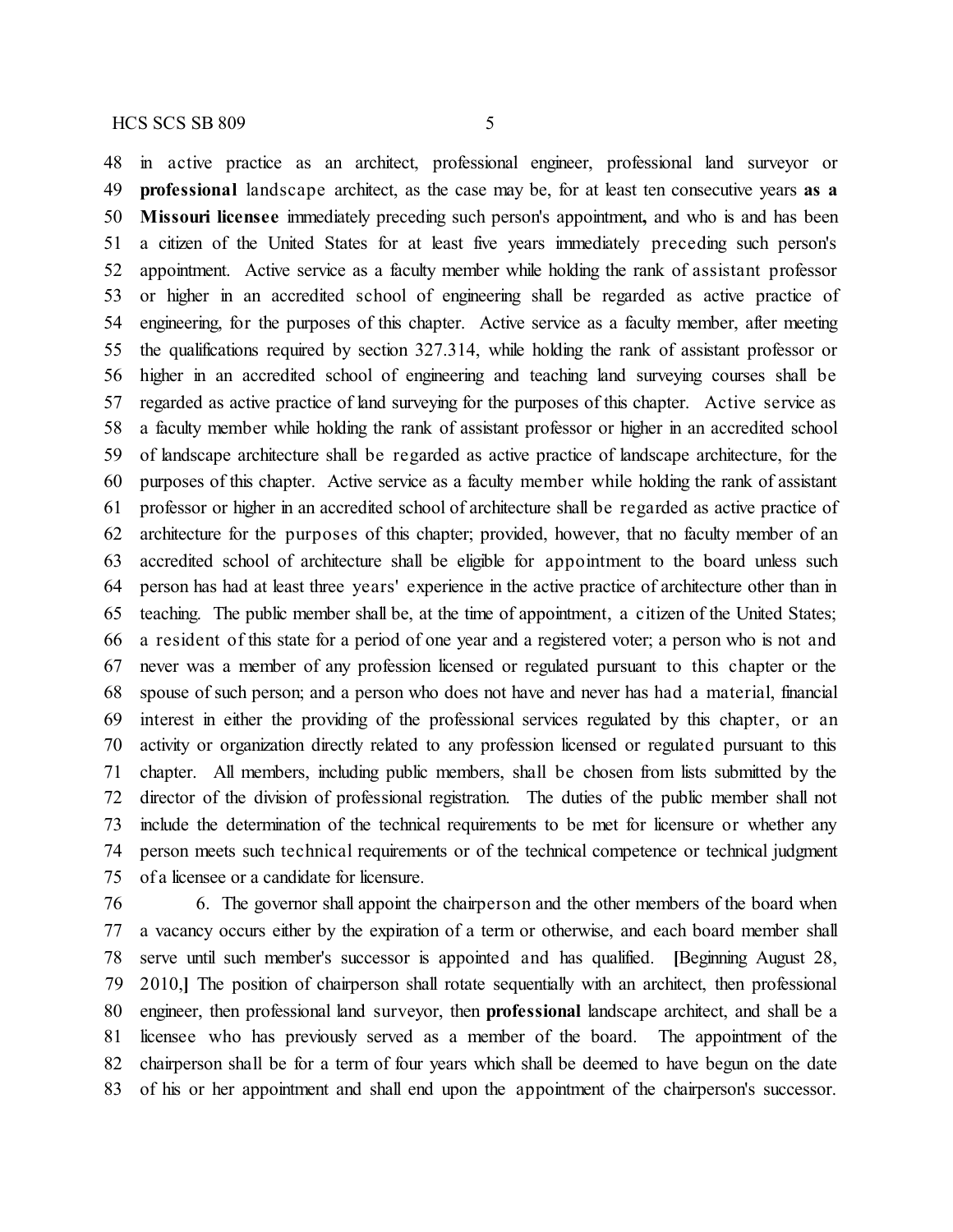in active practice as an architect, professional engineer, professional land surveyor or **professional** landscape architect, as the case may be, for at least ten consecutive years **as a Missouri licensee** immediately preceding such person's appointment**,** and who is and has been a citizen of the United States for at least five years immediately preceding such person's appointment. Active service as a faculty member while holding the rank of assistant professor or higher in an accredited school of engineering shall be regarded as active practice of engineering, for the purposes of this chapter. Active service as a faculty member, after meeting the qualifications required by section 327.314, while holding the rank of assistant professor or higher in an accredited school of engineering and teaching land surveying courses shall be regarded as active practice of land surveying for the purposes of this chapter. Active service as a faculty member while holding the rank of assistant professor or higher in an accredited school of landscape architecture shall be regarded as active practice of landscape architecture, for the purposes of this chapter. Active service as a faculty member while holding the rank of assistant professor or higher in an accredited school of architecture shall be regarded as active practice of architecture for the purposes of this chapter; provided, however, that no faculty member of an accredited school of architecture shall be eligible for appointment to the board unless such person has had at least three years' experience in the active practice of architecture other than in teaching. The public member shall be, at the time of appointment, a citizen of the United States; a resident of this state for a period of one year and a registered voter; a person who is not and never was a member of any profession licensed or regulated pursuant to this chapter or the spouse of such person; and a person who does not have and never has had a material, financial interest in either the providing of the professional services regulated by this chapter, or an activity or organization directly related to any profession licensed or regulated pursuant to this chapter. All members, including public members, shall be chosen from lists submitted by the director of the division of professional registration. The duties of the public member shall not include the determination of the technical requirements to be met for licensure or whether any person meets such technical requirements or of the technical competence or technical judgment of a licensee or a candidate for licensure.

6. The governor shall appoint the chairperson and the other members of the board when a vacancy occurs either by the expiration of a term or otherwise, and each board member shall serve until such member's successor is appointed and has qualified. **[**Beginning August 28, 2010,**]** The position of chairperson shall rotate sequentially with an architect, then professional engineer, then professional land surveyor, then **professional** landscape architect, and shall be a licensee who has previously served as a member of the board. The appointment of the chairperson shall be for a term of four years which shall be deemed to have begun on the date of his or her appointment and shall end upon the appointment of the chairperson's successor.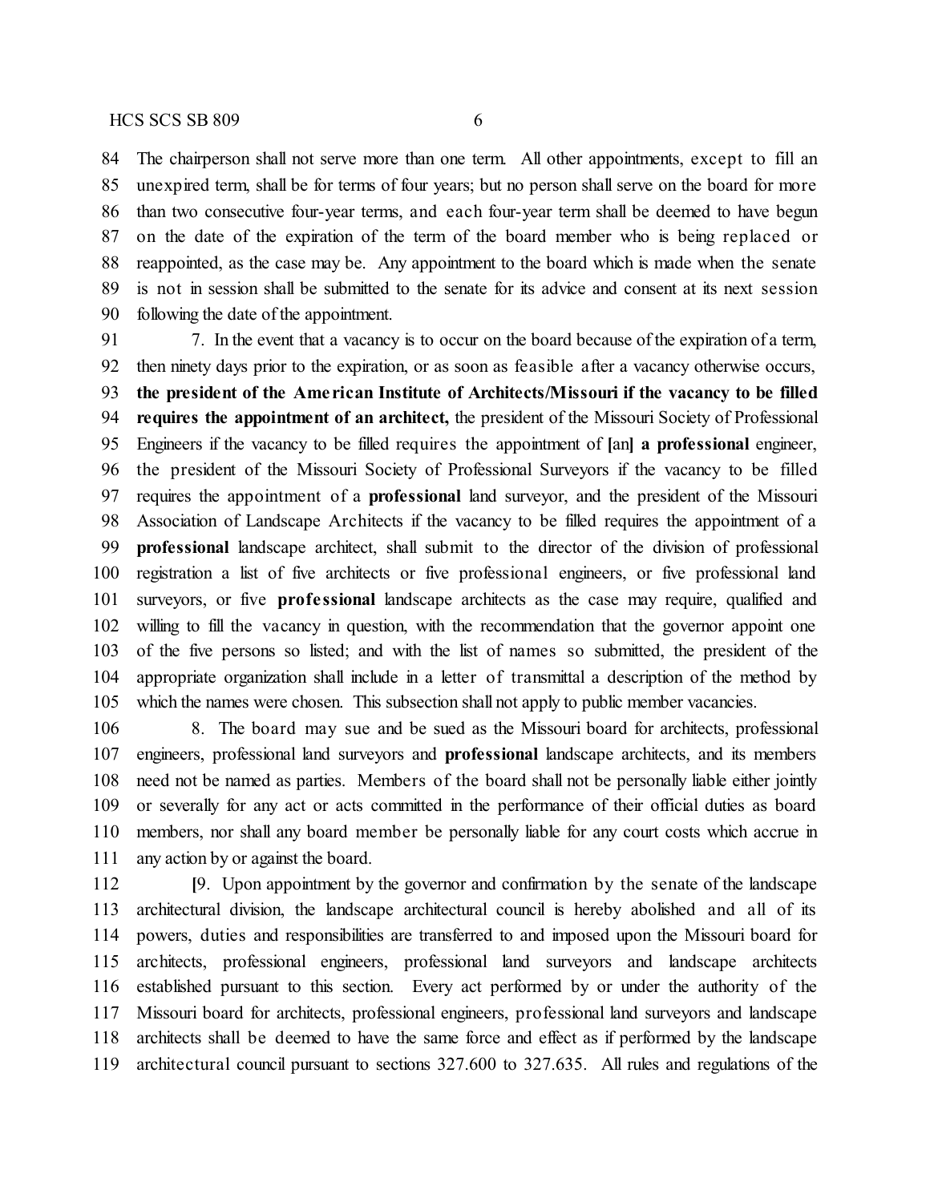The chairperson shall not serve more than one term. All other appointments, except to fill an unexpired term, shall be for terms of four years; but no person shall serve on the board for more than two consecutive four-year terms, and each four-year term shall be deemed to have begun on the date of the expiration of the term of the board member who is being replaced or reappointed, as the case may be. Any appointment to the board which is made when the senate is not in session shall be submitted to the senate for its advice and consent at its next session following the date of the appointment.

7. In the event that a vacancy is to occur on the board because of the expiration of a term, then ninety days prior to the expiration, or as soon as feasible after a vacancy otherwise occurs, **the president of the American Institute of Architects/Missouri if the vacancy to be filled requires the appointment of an architect,** the president of the Missouri Society of Professional Engineers if the vacancy to be filled requires the appointment of [an] **a professional** engineer, the president of the Missouri Society of Professional Surveyors if the vacancy to be filled requires the appointment of a **professional** land surveyor, and the president of the Missouri Association of Landscape Architects if the vacancy to be filled requires the appointment of a **professional** landscape architect, shall submit to the director of the division of professional registration a list of five architects or five professional engineers, or five professional land surveyors, or five **professional** landscape architects as the case may require, qualified and willing to fill the vacancy in question, with the recommendation that the governor appoint one of the five persons so listed; and with the list of names so submitted, the president of the appropriate organization shall include in a letter of transmittal a description of the method by which the names were chosen. This subsection shall not apply to public member vacancies.

8. The board may sue and be sued as the Missouri board for architects, professional engineers, professional land surveyors and **professional** landscape architects, and its members need not be named as parties. Members of the board shall not be personally liable either jointly or severally for any act or acts committed in the performance of their official duties as board members, nor shall any board member be personally liable for any court costs which accrue in any action by or against the board.

[9. Upon appointment by the governor and confirmation by the senate of the landscape architectural division, the landscape architectural council is hereby abolished and all of its powers, duties and responsibilities are transferred to and imposed upon the Missouri board for architects, professional engineers, professional land surveyors and landscape architects established pursuant to this section. Every act performed by or under the authority of the Missouri board for architects, professional engineers, professional land surveyors and landscape architects shall be deemed to have the same force and effect as if performed by the landscape architectural council pursuant to sections 327.600 to 327.635. All rules and regulations of the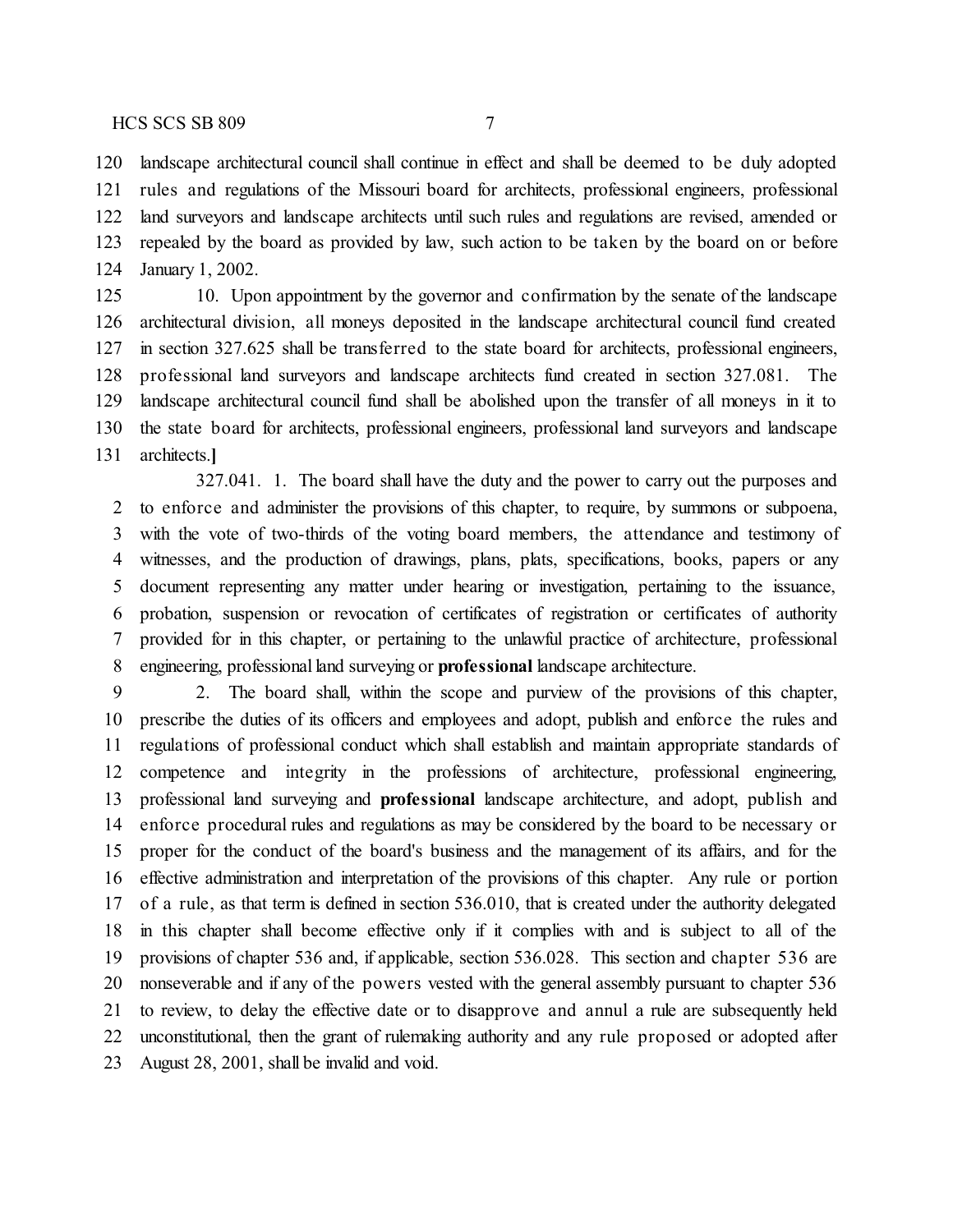landscape architectural council shall continue in effect and shall be deemed to be duly adopted rules and regulations of the Missouri board for architects, professional engineers, professional land surveyors and landscape architects until such rules and regulations are revised, amended or repealed by the board as provided by law, such action to be taken by the board on or before January 1, 2002.

10. Upon appointment by the governor and confirmation by the senate of the landscape architectural division, all moneys deposited in the landscape architectural council fund created in section 327.625 shall be transferred to the state board for architects, professional engineers, professional land surveyors and landscape architects fund created in section 327.081. The landscape architectural council fund shall be abolished upon the transfer of all moneys in it to the state board for architects, professional engineers, professional land surveyors and landscape architects.]

327.041. 1. The board shall have the duty and the power to carry out the purposes and to enforce and administer the provisions of this chapter, to require, by summons or subpoena, with the vote of two-thirds of the voting board members, the attendance and testimony of witnesses, and the production of drawings, plans, plats, specifications, books, papers or any document representing any matter under hearing or investigation, pertaining to the issuance, probation, suspension or revocation of certificates of registration or certificates of authority provided for in this chapter, or pertaining to the unlawful practice of architecture, professional engineering, professional land surveying or **professional** landscape architecture.

2. The board shall, within the scope and purview of the provisions of this chapter, prescribe the duties of its officers and employees and adopt, publish and enforce the rules and regulations of professional conduct which shall establish and maintain appropriate standards of competence and integrity in the professions of architecture, professional engineering, professional land surveying and **professional** landscape architecture, and adopt, publish and enforce procedural rules and regulations as may be considered by the board to be necessary or proper for the conduct of the board's business and the management of its affairs, and for the effective administration and interpretation of the provisions of this chapter. Any rule or portion of a rule, as that term is defined in section 536.010, that is created under the authority delegated in this chapter shall become effective only if it complies with and is subject to all of the provisions of chapter 536 and, if applicable, section 536.028. This section and chapter 536 are nonseverable and if any of the powers vested with the general assembly pursuant to chapter 536 to review, to delay the effective date or to disapprove and annul a rule are subsequently held unconstitutional, then the grant of rulemaking authority and any rule proposed or adopted after August 28, 2001, shall be invalid and void.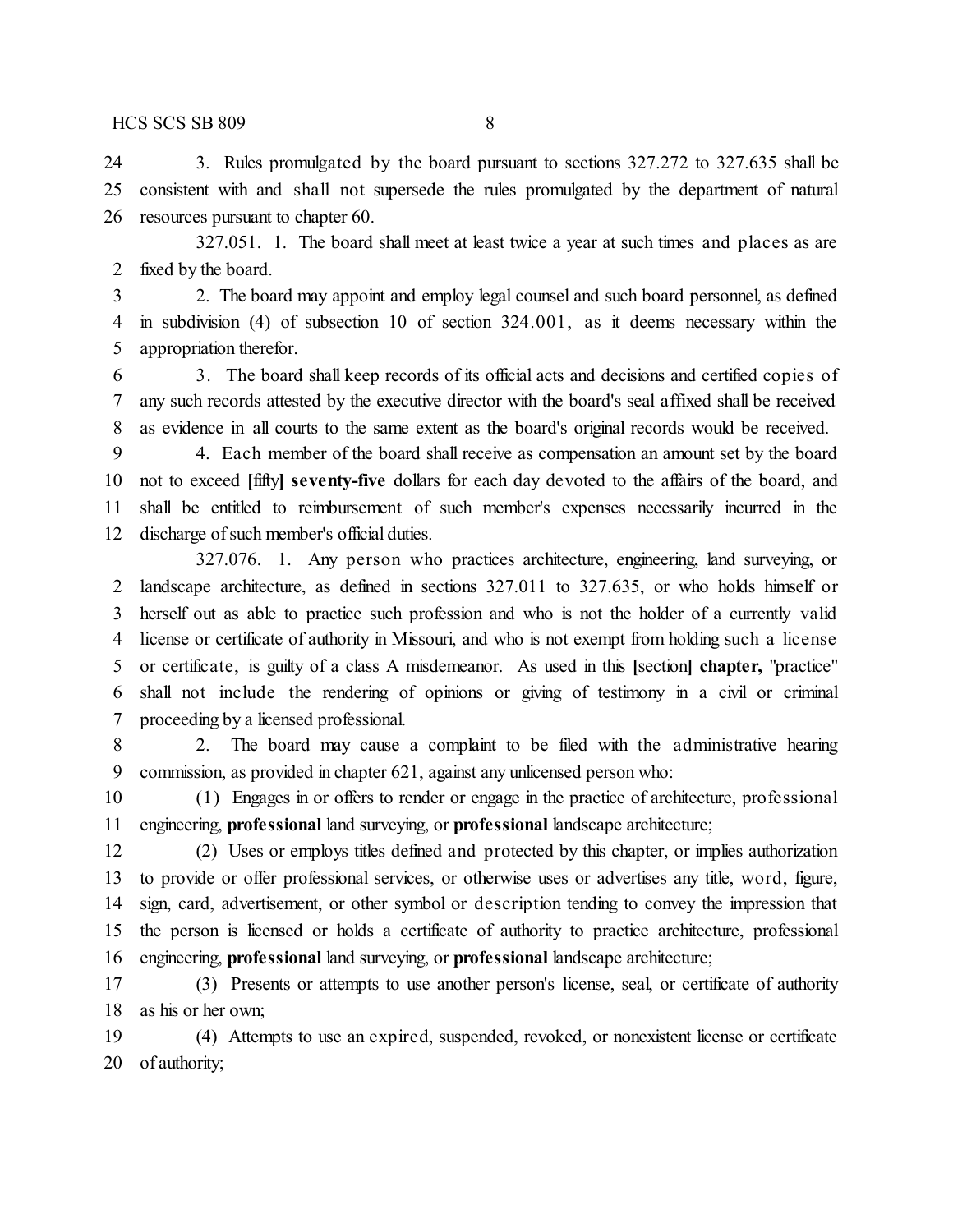3. Rules promulgated by the board pursuant to sections 327.272 to 327.635 shall be consistent with and shall not supersede the rules promulgated by the department of natural resources pursuant to chapter 60.

327.051. 1. The board shall meet at least twice a year at such times and places as are fixed by the board.

2. The board may appoint and employ legal counsel and such board personnel, as defined in subdivision (4) of subsection 10 of section 324.001, as it deems necessary within the appropriation therefor.

3. The board shall keep records of its official acts and decisions and certified copies of any such records attested by the executive director with the board's seal affixed shall be received as evidence in all courts to the same extent as the board's original records would be received.

4. Each member of the board shall receive as compensation an amount set by the board not to exceed **[**fifty**] seventy-five** dollars for each day devoted to the affairs of the board, and shall be entitled to reimbursement of such member's expenses necessarily incurred in the discharge of such member's official duties.

327.076. 1. Any person who practices architecture, engineering, land surveying, or landscape architecture, as defined in sections 327.011 to 327.635, or who holds himself or herself out as able to practice such profession and who is not the holder of a currently valid license or certificate of authority in Missouri, and who is not exempt from holding such a license or certificate, is guilty of a class A misdemeanor. As used in this **[**section**] chapter,** "practice" shall not include the rendering of opinions or giving of testimony in a civil or criminal proceeding by a licensed professional.

2. The board may cause a complaint to be filed with the administrative hearing commission, as provided in chapter 621, against any unlicensed person who:

(1) Engages in or offers to render or engage in the practice of architecture, professional engineering, **professional** land surveying, or **professional** landscape architecture;

(2) Uses or employs titles defined and protected by this chapter, or implies authorization to provide or offer professional services, or otherwise uses or advertises any title, word, figure, sign, card, advertisement, or other symbol or description tending to convey the impression that the person is licensed or holds a certificate of authority to practice architecture, professional engineering, **professional** land surveying, or **professional** landscape architecture;

(3) Presents or attempts to use another person's license, seal, or certificate of authority as his or her own;

(4) Attempts to use an expired, suspended, revoked, or nonexistent license or certificate of authority;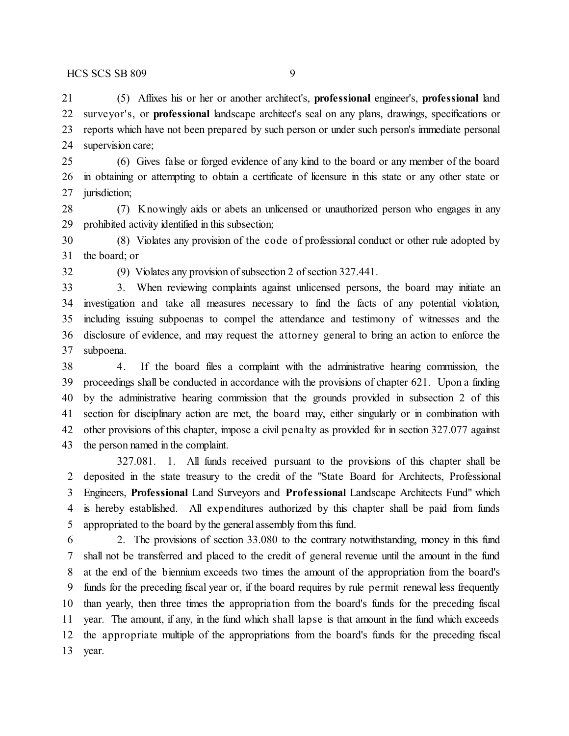(5) Affixes his or her or another architect's, **professional** engineer's, **professional** land surveyor's, or **professional** landscape architect's seal on any plans, drawings, specifications or reports which have not been prepared by such person or under such person's immediate personal supervision care;

(6) Gives false or forged evidence of any kind to the board or any member of the board in obtaining or attempting to obtain a certificate of licensure in this state or any other state or jurisdiction;

(7) Knowingly aids or abets an unlicensed or unauthorized person who engages in any prohibited activity identified in this subsection;

(8) Violates any provision of the code of professional conduct or other rule adopted by the board; or

(9) Violates any provision of subsection 2 of section 327.441.

3. When reviewing complaints against unlicensed persons, the board may initiate an investigation and take all measures necessary to find the facts of any potential violation, including issuing subpoenas to compel the attendance and testimony of witnesses and the disclosure of evidence, and may request the attorney general to bring an action to enforce the subpoena.

4. If the board files a complaint with the administrative hearing commission, the proceedings shall be conducted in accordance with the provisions of chapter 621. Upon a finding by the administrative hearing commission that the grounds provided in subsection 2 of this section for disciplinary action are met, the board may, either singularly or in combination with other provisions of this chapter, impose a civil penalty as provided for in section 327.077 against the person named in the complaint.

327.081. 1. All funds received pursuant to the provisions of this chapter shall be deposited in the state treasury to the credit of the "State Board for Architects, Professional Engineers, **Professional** Land Surveyors and **Professional** Landscape Architects Fund" which is hereby established. All expenditures authorized by this chapter shall be paid from funds appropriated to the board by the general assembly from this fund.

2. The provisions of section 33.080 to the contrary notwithstanding, money in this fund shall not be transferred and placed to the credit of general revenue until the amount in the fund at the end of the biennium exceeds two times the amount of the appropriation from the board's funds for the preceding fiscal year or, if the board requires by rule permit renewal less frequently than yearly, then three times the appropriation from the board's funds for the preceding fiscal year. The amount, if any, in the fund which shall lapse is that amount in the fund which exceeds the appropriate multiple of the appropriations from the board's funds for the preceding fiscal year.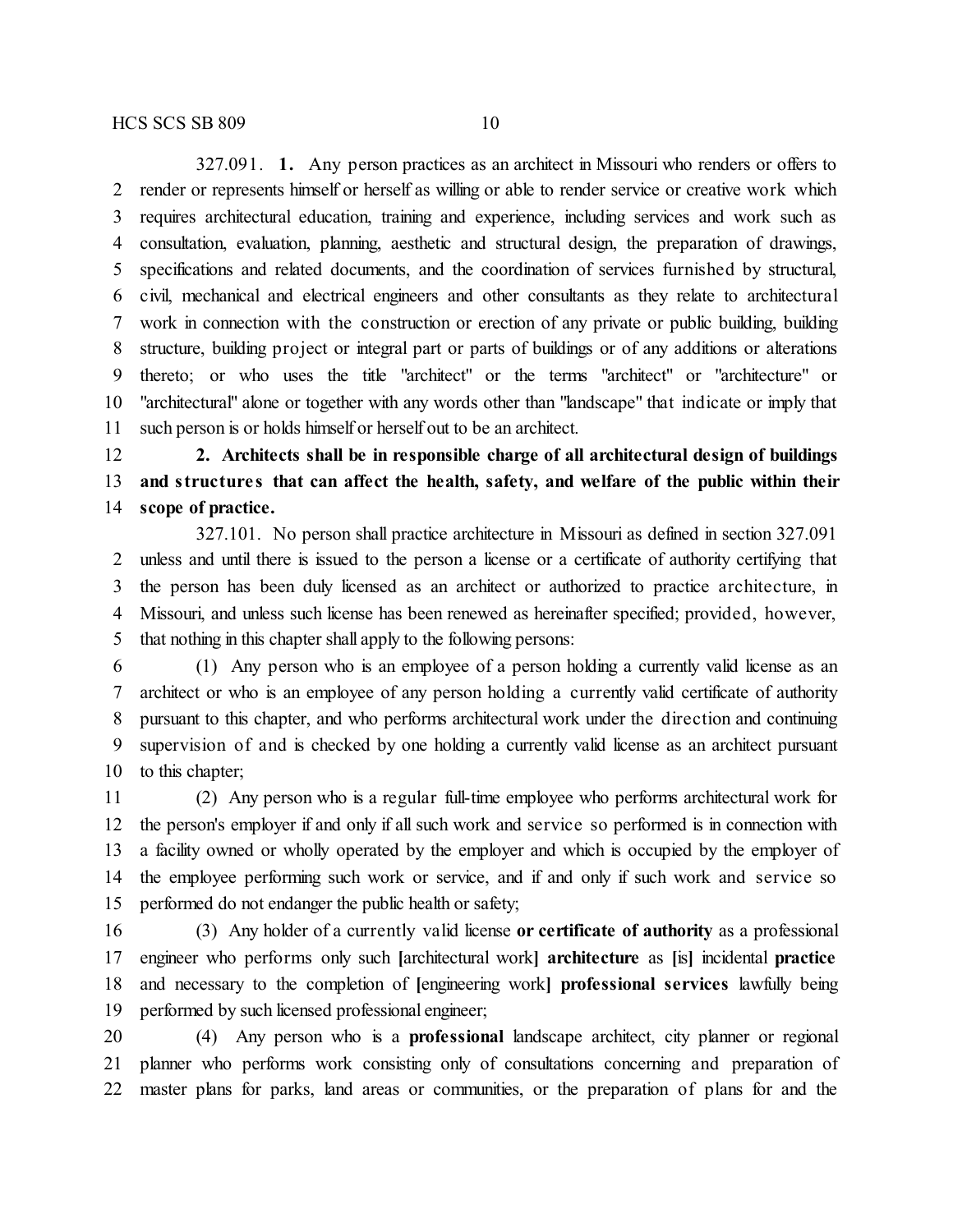327.091. **1.** Any person practices as an architect in Missouri who renders or offers to render or represents himself or herself as willing or able to render service or creative work which requires architectural education, training and experience, including services and work such as consultation, evaluation, planning, aesthetic and structural design, the preparation of drawings, specifications and related documents, and the coordination of services furnished by structural, civil, mechanical and electrical engineers and other consultants as they relate to architectural work in connection with the construction or erection of any private or public building, building structure, building project or integral part or parts of buildings or of any additions or alterations thereto; or who uses the title "architect" or the terms "architect" or "architecture" or "architectural" alone or together with any words other than "landscape" that indicate or imply that such person is or holds himself or herself out to be an architect.

**2. Architects shall be in responsible charge of all architectural design of buildings and structures that can affect the health, safety, and welfare of the public within their scope of practice.**

327.101. No person shall practice architecture in Missouri as defined in section 327.091 unless and until there is issued to the person a license or a certificate of authority certifying that the person has been duly licensed as an architect or authorized to practice architecture, in Missouri, and unless such license has been renewed as hereinafter specified; provided, however, that nothing in this chapter shall apply to the following persons:

(1) Any person who is an employee of a person holding a currently valid license as an architect or who is an employee of any person holding a currently valid certificate of authority pursuant to this chapter, and who performs architectural work under the direction and continuing supervision of and is checked by one holding a currently valid license as an architect pursuant to this chapter;

(2) Any person who is a regular full-time employee who performs architectural work for the person's employer if and only if all such work and service so performed is in connection with a facility owned or wholly operated by the employer and which is occupied by the employer of the employee performing such work or service, and if and only if such work and service so performed do not endanger the public health or safety;

(3) Any holder of a currently valid license **or certificate of authority** as a professional engineer who performs only such **[**architectural work**] architecture** as **[**is**]** incidental **practice** and necessary to the completion of **[**engineering work**] professional services** lawfully being performed by such licensed professional engineer;

(4) Any person who is a **professional** landscape architect, city planner or regional planner who performs work consisting only of consultations concerning and preparation of master plans for parks, land areas or communities, or the preparation of plans for and the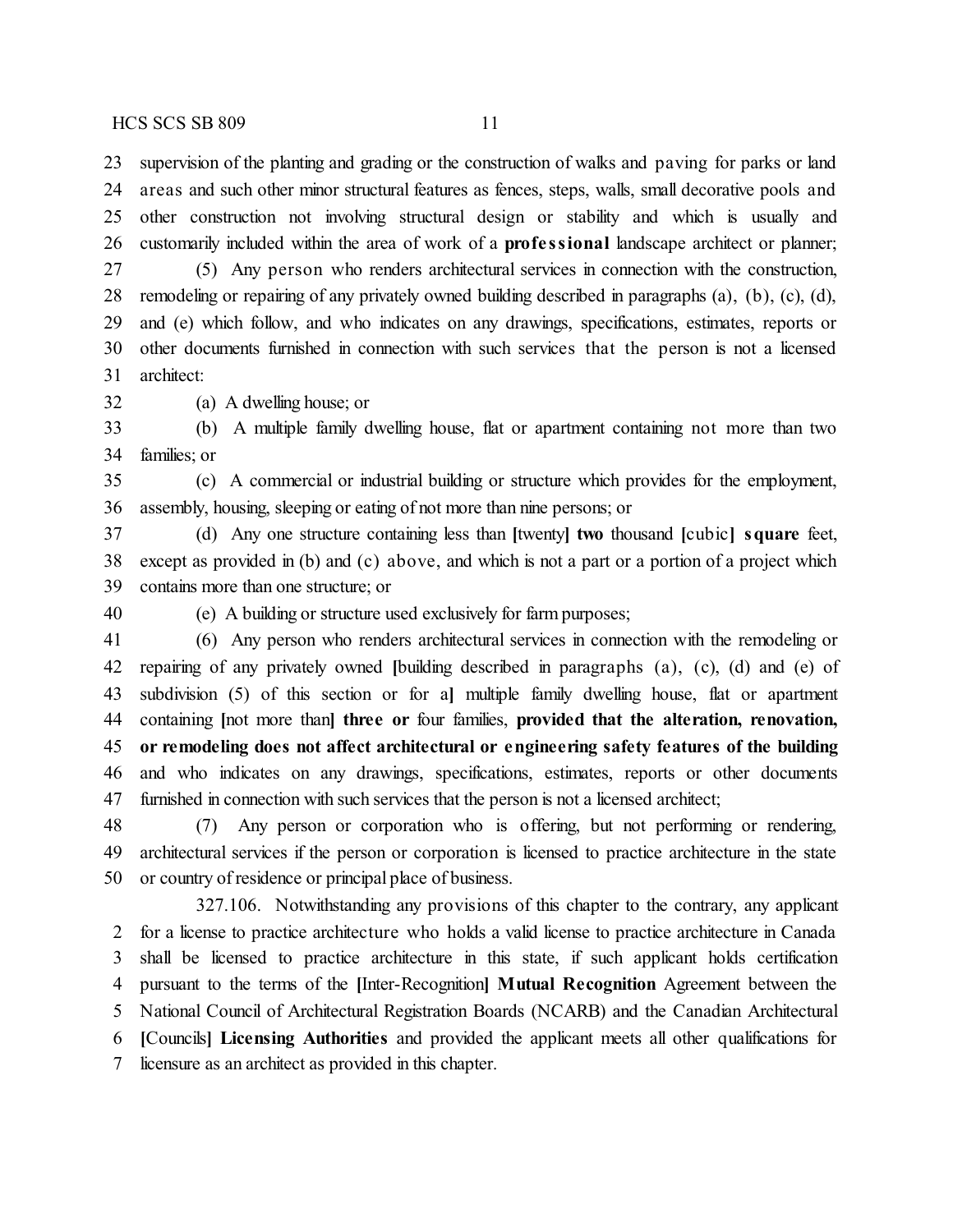23 supervision of the planting and grading or the construction of walks and paving for parks or land
24 areas and such other minor structural features as fences, steps, walls, small decorative pools and
25 other construction not involving structural design or stability and which is usually and
26 customarily included within the area of work of a **professional** landscape architect or planner;

27 (5) Any person who renders architectural services in connection with the construction,
28 remodeling or repairing of any privately owned building described in paragraphs (a), (b), (c), (d),
29 and (e) which follow, and who indicates on any drawings, specifications, estimates, reports or
30 other documents furnished in connection with such services that the person is not a licensed
31 architect:

32 (a) A dwelling house; or

33 (b) A multiple family dwelling house, flat or apartment containing not more than two
34 families; or

35 (c) A commercial or industrial building or structure which provides for the employment,
36 assembly, housing, sleeping or eating of not more than nine persons; or

37 (d) Any one structure containing less than [twenty] **two** thousand [cubic] **square** feet,
38 except as provided in (b) and (c) above, and which is not a part or a portion of a project which
39 contains more than one structure; or

40 (e) A building or structure used exclusively for farm purposes;

41 (6) Any person who renders architectural services in connection with the remodeling or
42 repairing of any privately owned [building described in paragraphs (a), (c), (d) and (e) of
43 subdivision (5) of this section or for a] multiple family dwelling house, flat or apartment
44 containing [not more than] **three or** four families, **provided that the alteration, renovation,**
45 **or remodeling does not affect architectural or engineering safety features of the building**
46 and who indicates on any drawings, specifications, estimates, reports or other documents
47 furnished in connection with such services that the person is not a licensed architect;

48 (7) Any person or corporation who is offering, but not performing or rendering,
49 architectural services if the person or corporation is licensed to practice architecture in the state
50 or country of residence or principal place of business.

327.106. Notwithstanding any provisions of this chapter to the contrary, any applicant
2 for a license to practice architecture who holds a valid license to practice architecture in Canada
3 shall be licensed to practice architecture in this state, if such applicant holds certification
4 pursuant to the terms of the [Inter-Recognition] **Mutual Recognition** Agreement between the
5 National Council of Architectural Registration Boards (NCARB) and the Canadian Architectural
6 [Councils] **Licensing Authorities** and provided the applicant meets all other qualifications for
7 licensure as an architect as provided in this chapter.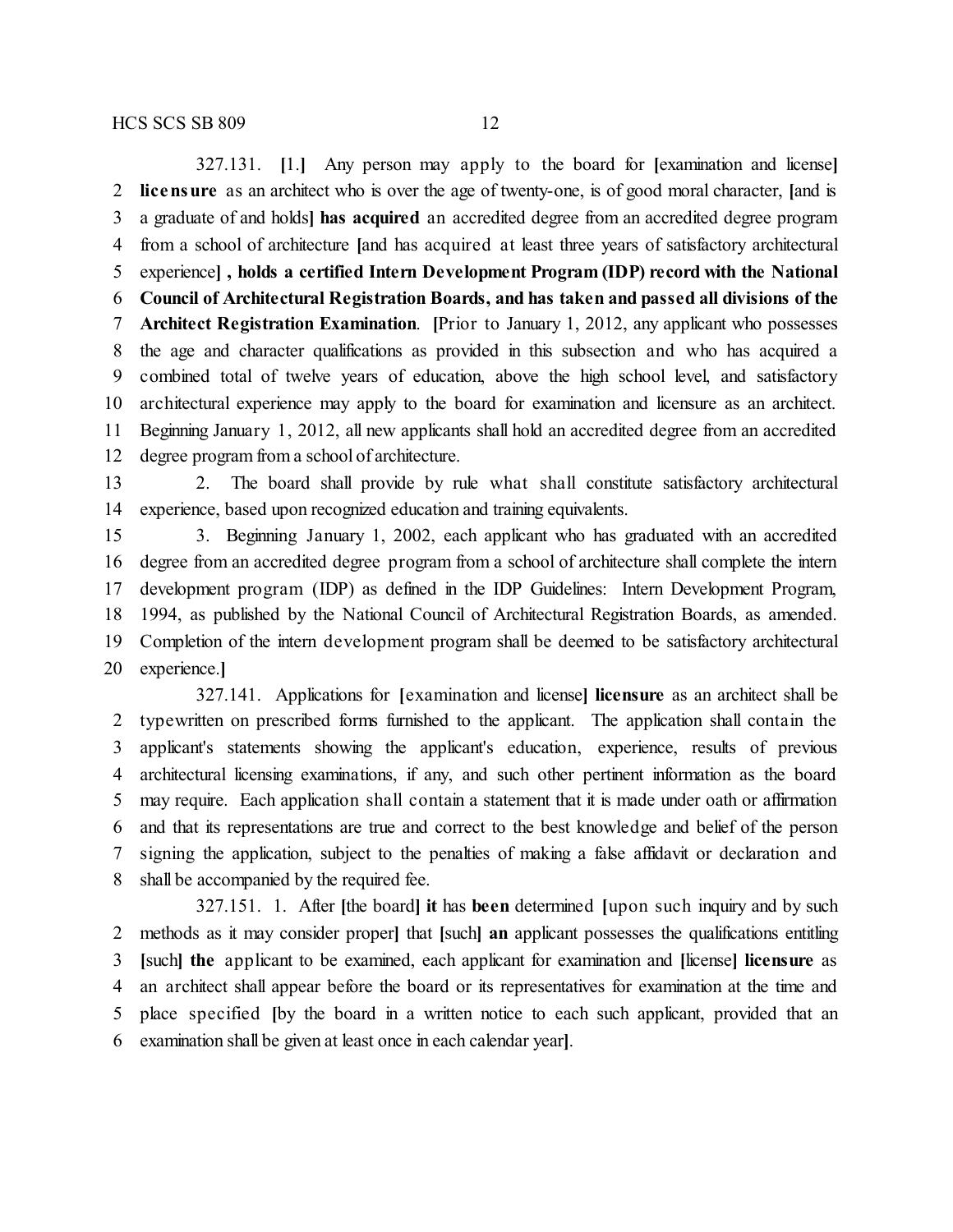327.131. [1.] Any person may apply to the board for [examination and license] **licensure** as an architect who is over the age of twenty-one, is of good moral character, [and is a graduate of and holds] **has acquired** an accredited degree from an accredited degree program from a school of architecture [and has acquired at least three years of satisfactory architectural experience] **, holds a certified Intern Development Program (IDP) record with the National Council of Architectural Registration Boards, and has taken and passed all divisions of the Architect Registration Examination**. [Prior to January 1, 2012, any applicant who possesses the age and character qualifications as provided in this subsection and who has acquired a combined total of twelve years of education, above the high school level, and satisfactory architectural experience may apply to the board for examination and licensure as an architect. Beginning January 1, 2012, all new applicants shall hold an accredited degree from an accredited degree program from a school of architecture.

2. The board shall provide by rule what shall constitute satisfactory architectural experience, based upon recognized education and training equivalents.

3. Beginning January 1, 2002, each applicant who has graduated with an accredited degree from an accredited degree program from a school of architecture shall complete the intern development program (IDP) as defined in the IDP Guidelines: Intern Development Program, 1994, as published by the National Council of Architectural Registration Boards, as amended. Completion of the intern development program shall be deemed to be satisfactory architectural experience.]

327.141. Applications for [examination and license] **licensure** as an architect shall be typewritten on prescribed forms furnished to the applicant. The application shall contain the applicant's statements showing the applicant's education, experience, results of previous architectural licensing examinations, if any, and such other pertinent information as the board may require. Each application shall contain a statement that it is made under oath or affirmation and that its representations are true and correct to the best knowledge and belief of the person signing the application, subject to the penalties of making a false affidavit or declaration and shall be accompanied by the required fee.

327.151. 1. After [the board] **it** has **been** determined [upon such inquiry and by such methods as it may consider proper] that [such] **an** applicant possesses the qualifications entitling [such] **the** applicant to be examined, each applicant for examination and [license] **licensure** as an architect shall appear before the board or its representatives for examination at the time and place specified [by the board in a written notice to each such applicant, provided that an examination shall be given at least once in each calendar year].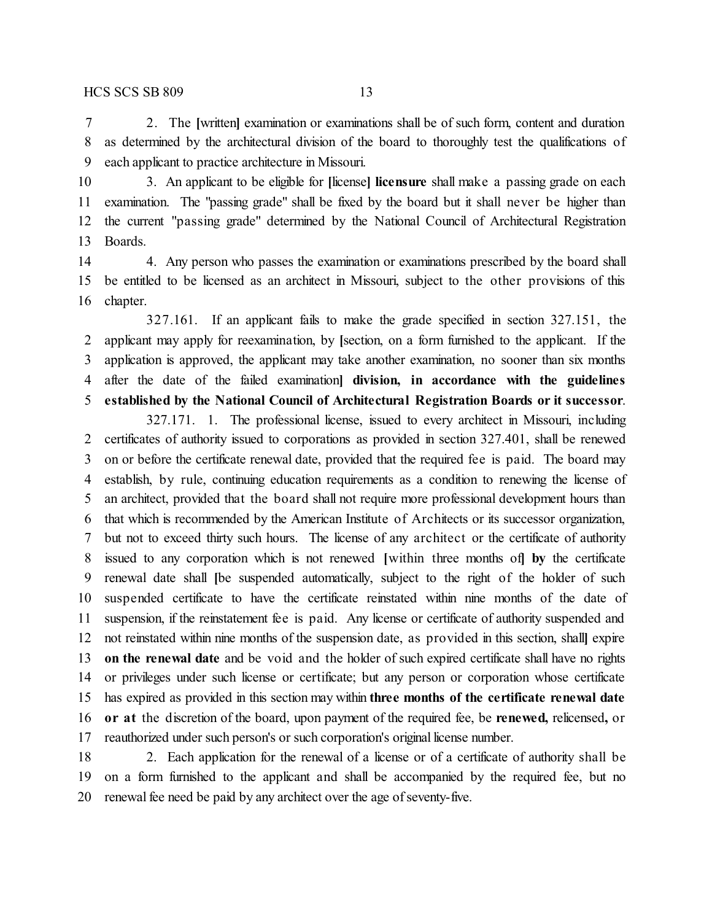2. The [written] examination or examinations shall be of such form, content and duration as determined by the architectural division of the board to thoroughly test the qualifications of each applicant to practice architecture in Missouri.

3. An applicant to be eligible for [license] **licensure** shall make a passing grade on each examination. The "passing grade" shall be fixed by the board but it shall never be higher than the current "passing grade" determined by the National Council of Architectural Registration Boards.

4. Any person who passes the examination or examinations prescribed by the board shall be entitled to be licensed as an architect in Missouri, subject to the other provisions of this chapter.

327.161. If an applicant fails to make the grade specified in section 327.151, the applicant may apply for reexamination, by [section, on a form furnished to the applicant. If the application is approved, the applicant may take another examination, no sooner than six months after the date of the failed examination] **division, in accordance with the guidelines established by the National Council of Architectural Registration Boards or it successor**.

327.171. 1. The professional license, issued to every architect in Missouri, including certificates of authority issued to corporations as provided in section 327.401, shall be renewed on or before the certificate renewal date, provided that the required fee is paid. The board may establish, by rule, continuing education requirements as a condition to renewing the license of an architect, provided that the board shall not require more professional development hours than that which is recommended by the American Institute of Architects or its successor organization, but not to exceed thirty such hours. The license of any architect or the certificate of authority issued to any corporation which is not renewed [within three months of] **by** the certificate renewal date shall [be suspended automatically, subject to the right of the holder of such suspended certificate to have the certificate reinstated within nine months of the date of suspension, if the reinstatement fee is paid. Any license or certificate of authority suspended and not reinstated within nine months of the suspension date, as provided in this section, shall] expire **on the renewal date** and be void and the holder of such expired certificate shall have no rights or privileges under such license or certificate; but any person or corporation whose certificate has expired as provided in this section may within **three months of the certificate renewal date or at** the discretion of the board, upon payment of the required fee, be **renewed,** relicensed**,** or reauthorized under such person's or such corporation's original license number.

2. Each application for the renewal of a license or of a certificate of authority shall be on a form furnished to the applicant and shall be accompanied by the required fee, but no renewal fee need be paid by any architect over the age of seventy-five.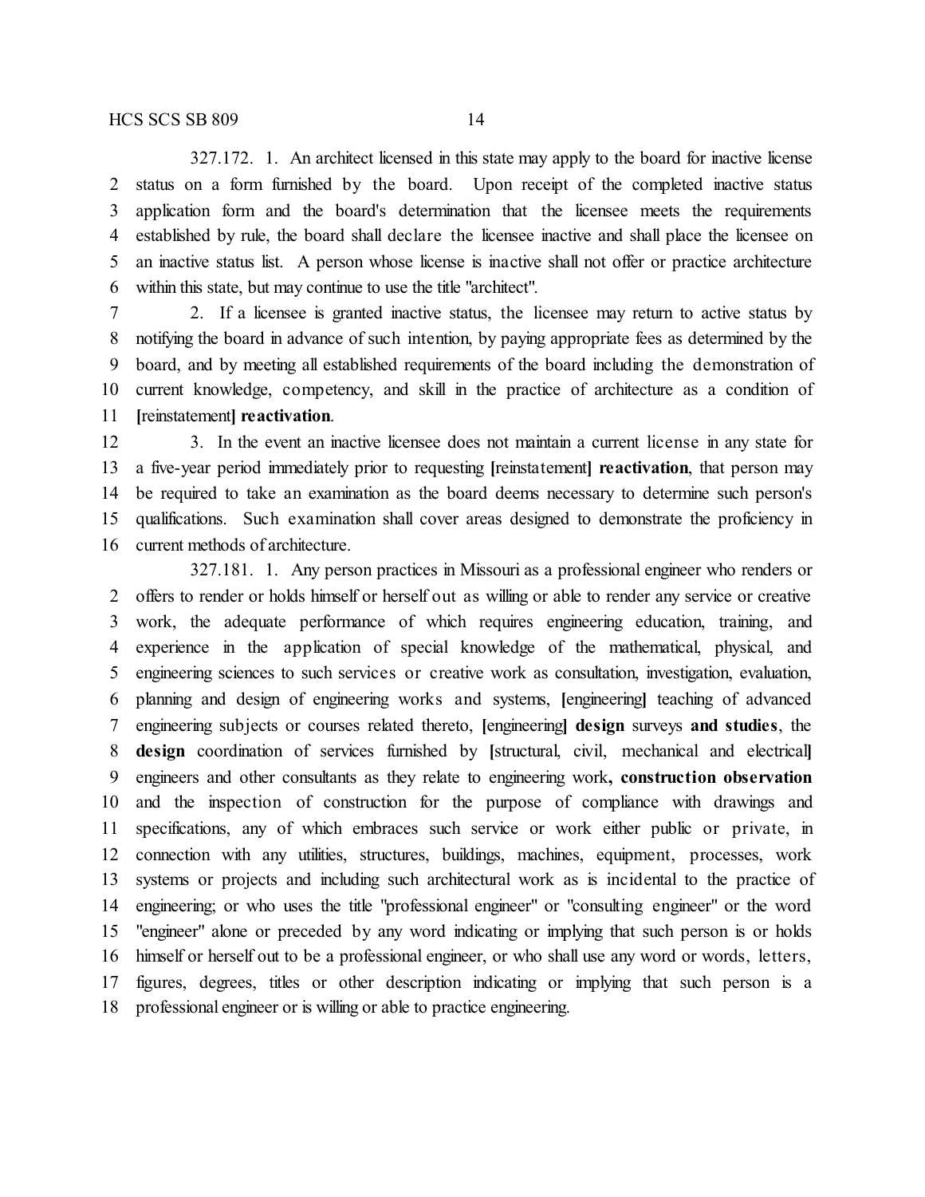327.172. 1. An architect licensed in this state may apply to the board for inactive license status on a form furnished by the board. Upon receipt of the completed inactive status application form and the board's determination that the licensee meets the requirements established by rule, the board shall declare the licensee inactive and shall place the licensee on an inactive status list. A person whose license is inactive shall not offer or practice architecture within this state, but may continue to use the title "architect".

2. If a licensee is granted inactive status, the licensee may return to active status by notifying the board in advance of such intention, by paying appropriate fees as determined by the board, and by meeting all established requirements of the board including the demonstration of current knowledge, competency, and skill in the practice of architecture as a condition of [reinstatement] **reactivation**.

3. In the event an inactive licensee does not maintain a current license in any state for a five-year period immediately prior to requesting [reinstatement] **reactivation**, that person may be required to take an examination as the board deems necessary to determine such person's qualifications. Such examination shall cover areas designed to demonstrate the proficiency in current methods of architecture.

327.181. 1. Any person practices in Missouri as a professional engineer who renders or offers to render or holds himself or herself out as willing or able to render any service or creative work, the adequate performance of which requires engineering education, training, and experience in the application of special knowledge of the mathematical, physical, and engineering sciences to such services or creative work as consultation, investigation, evaluation, planning and design of engineering works and systems, [engineering] teaching of advanced engineering subjects or courses related thereto, [engineering] **design** surveys **and studies**, the **design** coordination of services furnished by [structural, civil, mechanical and electrical] engineers and other consultants as they relate to engineering work**, construction observation** and the inspection of construction for the purpose of compliance with drawings and specifications, any of which embraces such service or work either public or private, in connection with any utilities, structures, buildings, machines, equipment, processes, work systems or projects and including such architectural work as is incidental to the practice of engineering; or who uses the title "professional engineer" or "consulting engineer" or the word "engineer" alone or preceded by any word indicating or implying that such person is or holds himself or herself out to be a professional engineer, or who shall use any word or words, letters, figures, degrees, titles or other description indicating or implying that such person is a professional engineer or is willing or able to practice engineering.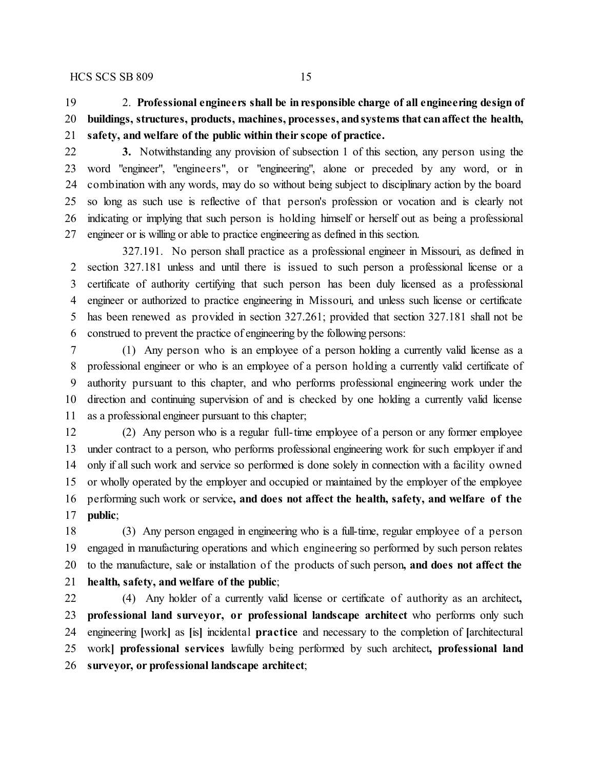2. **Professional engineers shall be in responsible charge of all engineering design of buildings, structures, products, machines, processes, and systems that can affect the health, safety, and welfare of the public within their scope of practice.**

**3.** Notwithstanding any provision of subsection 1 of this section, any person using the word "engineer", "engineers", or "engineering", alone or preceded by any word, or in combination with any words, may do so without being subject to disciplinary action by the board so long as such use is reflective of that person's profession or vocation and is clearly not indicating or implying that such person is holding himself or herself out as being a professional engineer or is willing or able to practice engineering as defined in this section.

327.191. No person shall practice as a professional engineer in Missouri, as defined in section 327.181 unless and until there is issued to such person a professional license or a certificate of authority certifying that such person has been duly licensed as a professional engineer or authorized to practice engineering in Missouri, and unless such license or certificate has been renewed as provided in section 327.261; provided that section 327.181 shall not be construed to prevent the practice of engineering by the following persons:

(1) Any person who is an employee of a person holding a currently valid license as a professional engineer or who is an employee of a person holding a currently valid certificate of authority pursuant to this chapter, and who performs professional engineering work under the direction and continuing supervision of and is checked by one holding a currently valid license as a professional engineer pursuant to this chapter;

(2) Any person who is a regular full-time employee of a person or any former employee under contract to a person, who performs professional engineering work for such employer if and only if all such work and service so performed is done solely in connection with a facility owned or wholly operated by the employer and occupied or maintained by the employer of the employee performing such work or service**, and does not affect the health, safety, and welfare of the public**;

(3) Any person engaged in engineering who is a full-time, regular employee of a person engaged in manufacturing operations and which engineering so performed by such person relates to the manufacture, sale or installation of the products of such person**, and does not affect the health, safety, and welfare of the public**;

(4) Any holder of a currently valid license or certificate of authority as an architect**, professional land surveyor, or professional landscape architect** who performs only such engineering [work] as [is] incidental **practice** and necessary to the completion of [architectural work] **professional services** lawfully being performed by such architect**, professional land surveyor, or professional landscape architect**;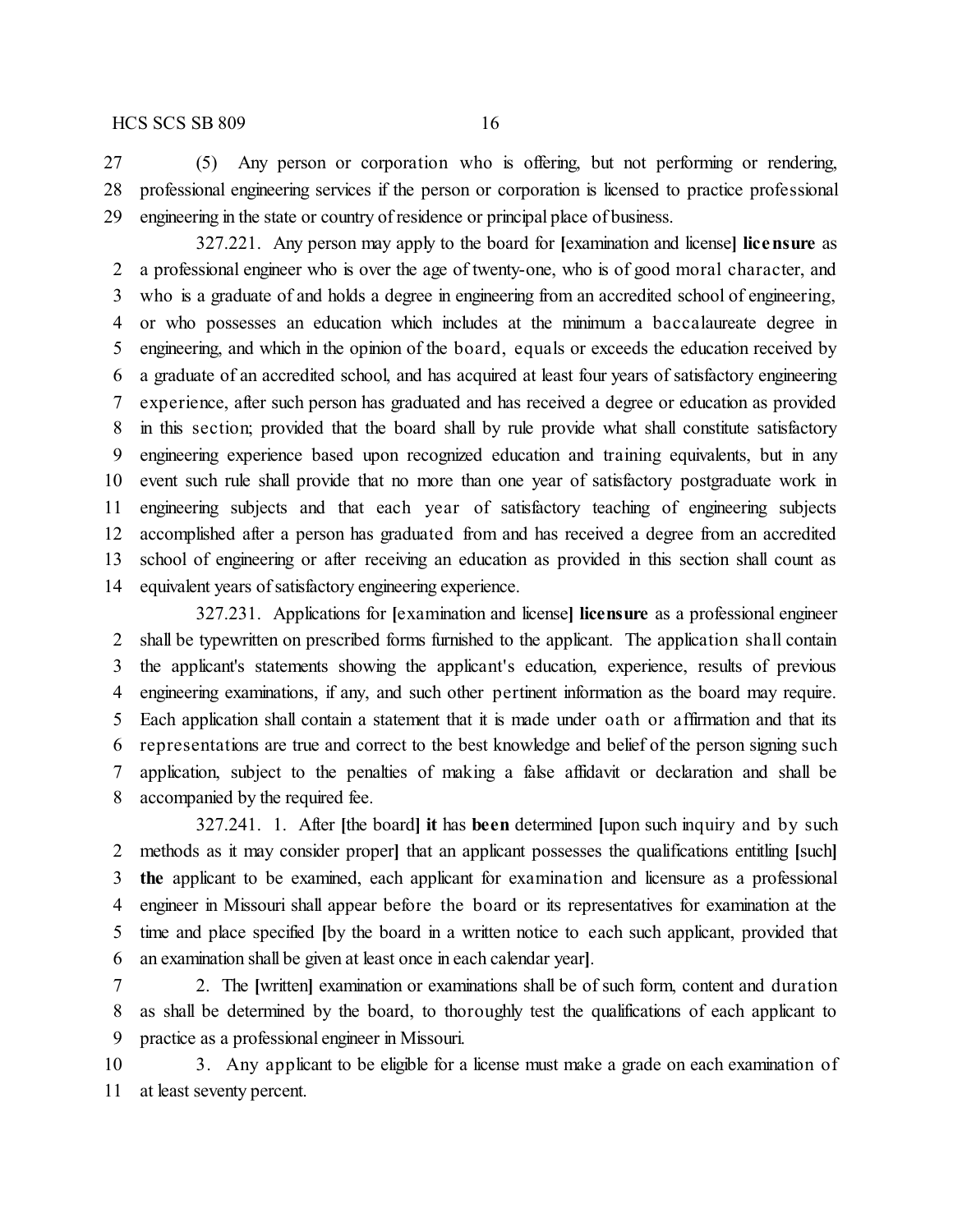(5) Any person or corporation who is offering, but not performing or rendering, professional engineering services if the person or corporation is licensed to practice professional engineering in the state or country of residence or principal place of business.

327.221. Any person may apply to the board for [examination and license] **licensure** as a professional engineer who is over the age of twenty-one, who is of good moral character, and who is a graduate of and holds a degree in engineering from an accredited school of engineering, or who possesses an education which includes at the minimum a baccalaureate degree in engineering, and which in the opinion of the board, equals or exceeds the education received by a graduate of an accredited school, and has acquired at least four years of satisfactory engineering experience, after such person has graduated and has received a degree or education as provided in this section; provided that the board shall by rule provide what shall constitute satisfactory engineering experience based upon recognized education and training equivalents, but in any event such rule shall provide that no more than one year of satisfactory postgraduate work in engineering subjects and that each year of satisfactory teaching of engineering subjects accomplished after a person has graduated from and has received a degree from an accredited school of engineering or after receiving an education as provided in this section shall count as equivalent years of satisfactory engineering experience.

327.231. Applications for [examination and license] **licensure** as a professional engineer shall be typewritten on prescribed forms furnished to the applicant. The application shall contain the applicant's statements showing the applicant's education, experience, results of previous engineering examinations, if any, and such other pertinent information as the board may require. Each application shall contain a statement that it is made under oath or affirmation and that its representations are true and correct to the best knowledge and belief of the person signing such application, subject to the penalties of making a false affidavit or declaration and shall be accompanied by the required fee.

327.241. 1. After [the board] **it** has **been** determined [upon such inquiry and by such methods as it may consider proper] that an applicant possesses the qualifications entitling [such] **the** applicant to be examined, each applicant for examination and licensure as a professional engineer in Missouri shall appear before the board or its representatives for examination at the time and place specified [by the board in a written notice to each such applicant, provided that an examination shall be given at least once in each calendar year].

2. The [written] examination or examinations shall be of such form, content and duration as shall be determined by the board, to thoroughly test the qualifications of each applicant to practice as a professional engineer in Missouri.

3. Any applicant to be eligible for a license must make a grade on each examination of at least seventy percent.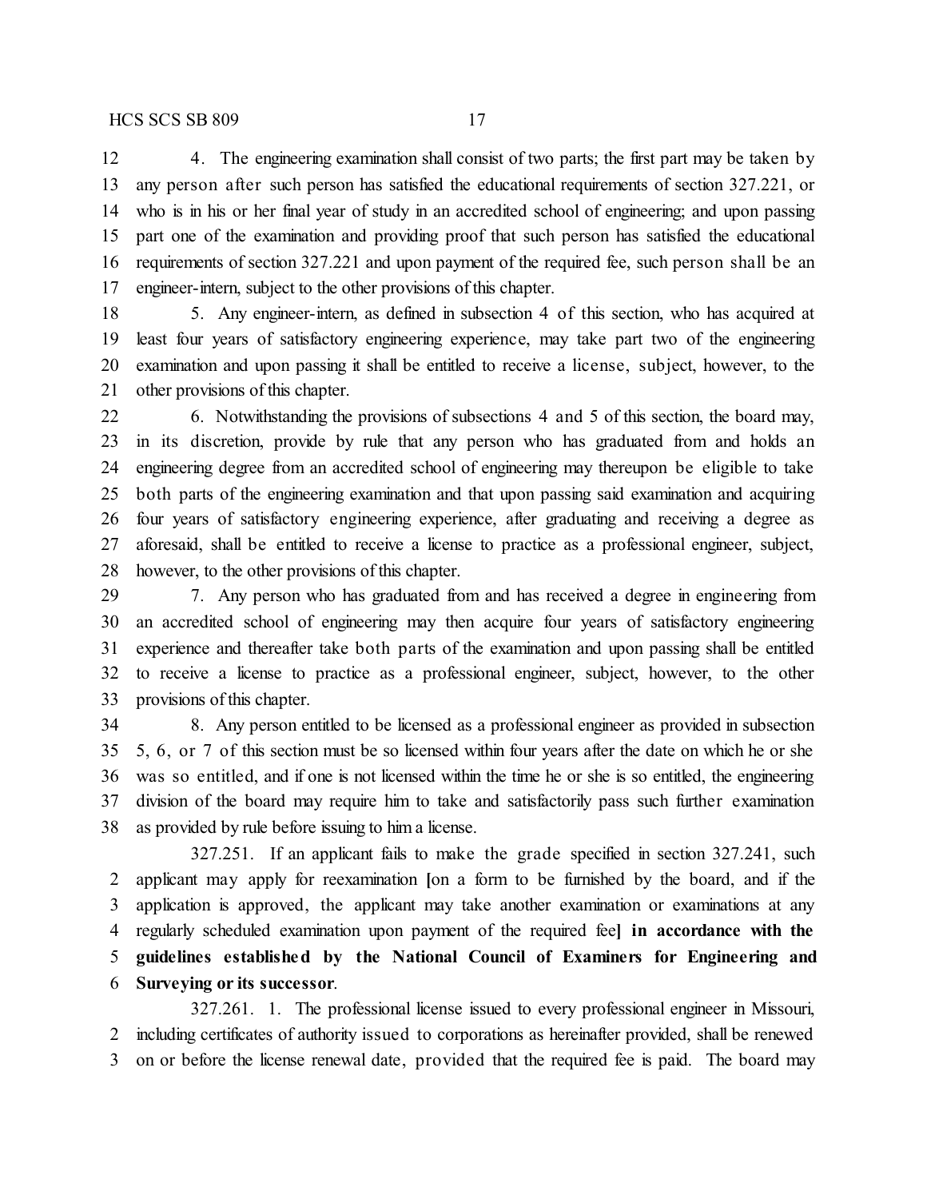4. The engineering examination shall consist of two parts; the first part may be taken by any person after such person has satisfied the educational requirements of section 327.221, or who is in his or her final year of study in an accredited school of engineering; and upon passing part one of the examination and providing proof that such person has satisfied the educational requirements of section 327.221 and upon payment of the required fee, such person shall be an engineer-intern, subject to the other provisions of this chapter.

5. Any engineer-intern, as defined in subsection 4 of this section, who has acquired at least four years of satisfactory engineering experience, may take part two of the engineering examination and upon passing it shall be entitled to receive a license, subject, however, to the other provisions of this chapter.

6. Notwithstanding the provisions of subsections 4 and 5 of this section, the board may, in its discretion, provide by rule that any person who has graduated from and holds an engineering degree from an accredited school of engineering may thereupon be eligible to take both parts of the engineering examination and that upon passing said examination and acquiring four years of satisfactory engineering experience, after graduating and receiving a degree as aforesaid, shall be entitled to receive a license to practice as a professional engineer, subject, however, to the other provisions of this chapter.

7. Any person who has graduated from and has received a degree in engineering from an accredited school of engineering may then acquire four years of satisfactory engineering experience and thereafter take both parts of the examination and upon passing shall be entitled to receive a license to practice as a professional engineer, subject, however, to the other provisions of this chapter.

8. Any person entitled to be licensed as a professional engineer as provided in subsection 5, 6, or 7 of this section must be so licensed within four years after the date on which he or she was so entitled, and if one is not licensed within the time he or she is so entitled, the engineering division of the board may require him to take and satisfactorily pass such further examination as provided by rule before issuing to him a license.

327.251. If an applicant fails to make the grade specified in section 327.241, such applicant may apply for reexamination [on a form to be furnished by the board, and if the application is approved, the applicant may take another examination or examinations at any regularly scheduled examination upon payment of the required fee] **in accordance with the guidelines established by the National Council of Examiners for Engineering and Surveying or its successor**.

327.261. 1. The professional license issued to every professional engineer in Missouri, including certificates of authority issued to corporations as hereinafter provided, shall be renewed on or before the license renewal date, provided that the required fee is paid. The board may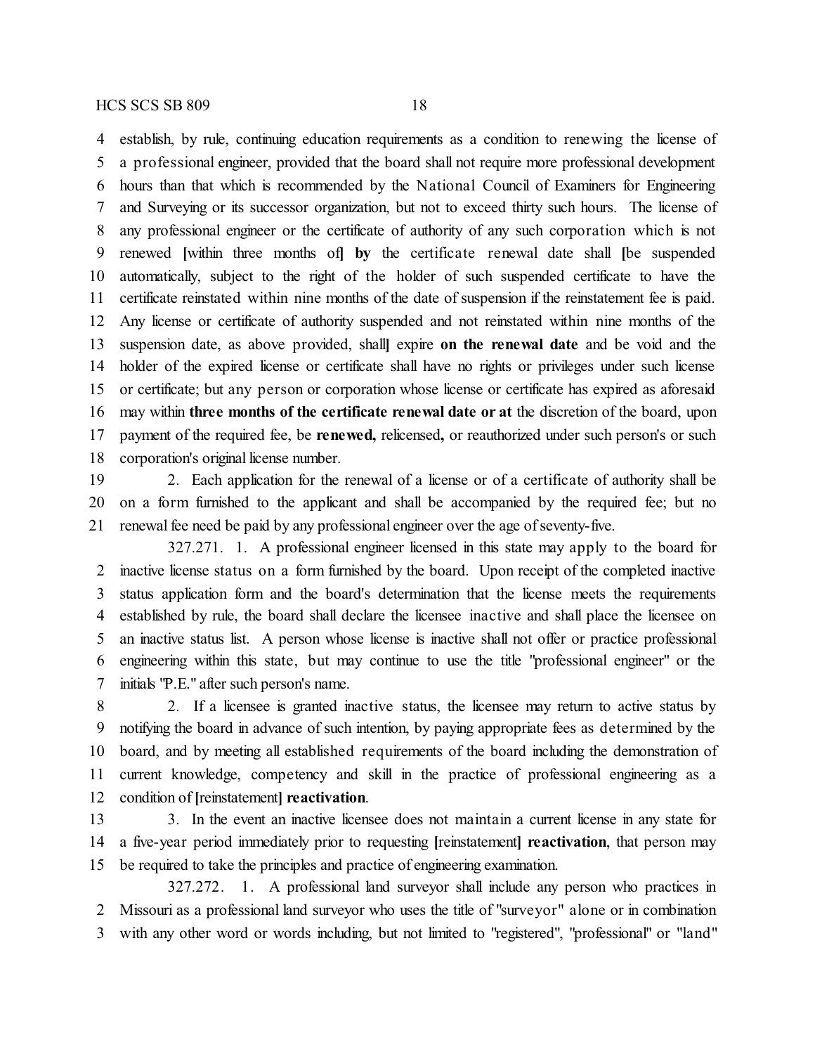establish, by rule, continuing education requirements as a condition to renewing the license of a professional engineer, provided that the board shall not require more professional development hours than that which is recommended by the National Council of Examiners for Engineering and Surveying or its successor organization, but not to exceed thirty such hours. The license of any professional engineer or the certificate of authority of any such corporation which is not renewed [within three months of] **by** the certificate renewal date shall [be suspended automatically, subject to the right of the holder of such suspended certificate to have the certificate reinstated within nine months of the date of suspension if the reinstatement fee is paid. Any license or certificate of authority suspended and not reinstated within nine months of the suspension date, as above provided, shall] expire **on the renewal date** and be void and the holder of the expired license or certificate shall have no rights or privileges under such license or certificate; but any person or corporation whose license or certificate has expired as aforesaid may within **three months of the certificate renewal date or at** the discretion of the board, upon payment of the required fee, be **renewed,** relicensed**,** or reauthorized under such person's or such corporation's original license number.

2. Each application for the renewal of a license or of a certificate of authority shall be on a form furnished to the applicant and shall be accompanied by the required fee; but no renewal fee need be paid by any professional engineer over the age of seventy-five.

327.271. 1. A professional engineer licensed in this state may apply to the board for inactive license status on a form furnished by the board. Upon receipt of the completed inactive status application form and the board's determination that the license meets the requirements established by rule, the board shall declare the licensee inactive and shall place the licensee on an inactive status list. A person whose license is inactive shall not offer or practice professional engineering within this state, but may continue to use the title "professional engineer" or the initials "P.E." after such person's name.

2. If a licensee is granted inactive status, the licensee may return to active status by notifying the board in advance of such intention, by paying appropriate fees as determined by the board, and by meeting all established requirements of the board including the demonstration of current knowledge, competency and skill in the practice of professional engineering as a condition of [reinstatement] **reactivation**.

3. In the event an inactive licensee does not maintain a current license in any state for a five-year period immediately prior to requesting [reinstatement] **reactivation**, that person may be required to take the principles and practice of engineering examination.

327.272. 1. A professional land surveyor shall include any person who practices in Missouri as a professional land surveyor who uses the title of "surveyor" alone or in combination with any other word or words including, but not limited to "registered", "professional" or "land"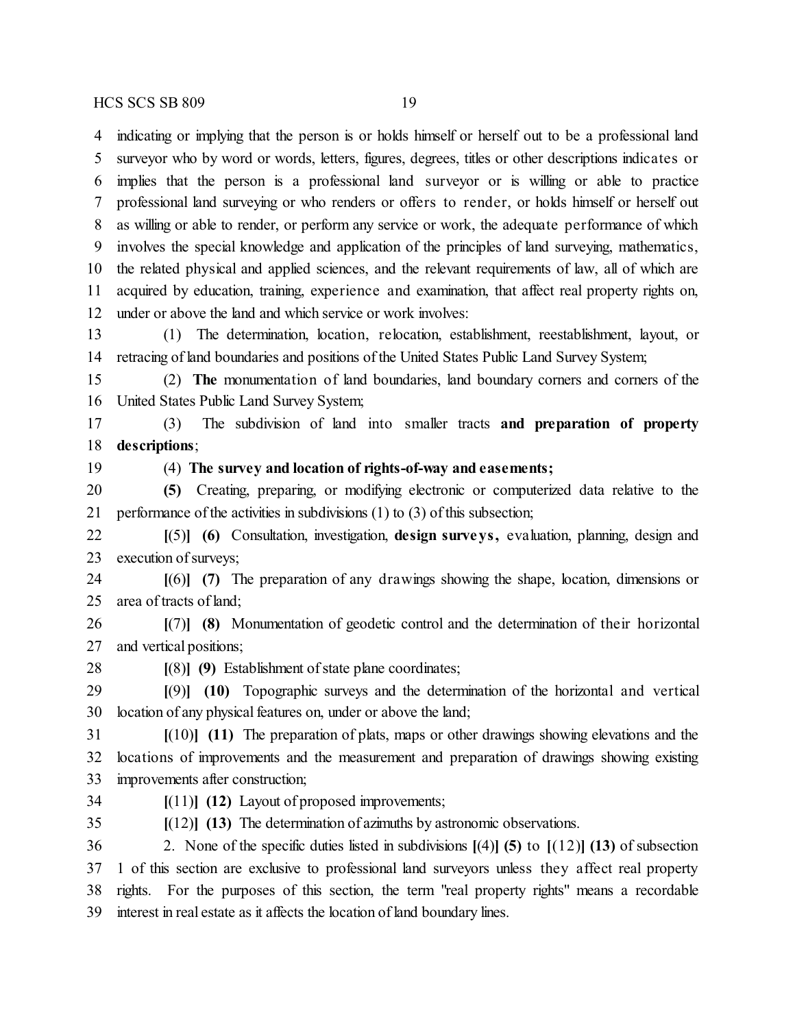indicating or implying that the person is or holds himself or herself out to be a professional land surveyor who by word or words, letters, figures, degrees, titles or other descriptions indicates or implies that the person is a professional land surveyor or is willing or able to practice professional land surveying or who renders or offers to render, or holds himself or herself out as willing or able to render, or perform any service or work, the adequate performance of which involves the special knowledge and application of the principles of land surveying, mathematics, the related physical and applied sciences, and the relevant requirements of law, all of which are acquired by education, training, experience and examination, that affect real property rights on, under or above the land and which service or work involves:

(1) The determination, location, relocation, establishment, reestablishment, layout, or retracing of land boundaries and positions of the United States Public Land Survey System;

(2) **The** monumentation of land boundaries, land boundary corners and corners of the United States Public Land Survey System;

(3) The subdivision of land into smaller tracts **and preparation of property descriptions**;

(4) **The survey and location of rights-of-way and easements;**

**(5)** Creating, preparing, or modifying electronic or computerized data relative to the performance of the activities in subdivisions (1) to (3) of this subsection;

**[**(5)**]** **(6)** Consultation, investigation, **design surveys,** evaluation, planning, design and execution of surveys;

**[**(6)**]** **(7)** The preparation of any drawings showing the shape, location, dimensions or area of tracts of land;

**[**(7)**]** **(8)** Monumentation of geodetic control and the determination of their horizontal and vertical positions;

**[**(8)**]** **(9)** Establishment of state plane coordinates;

**[**(9)**]** **(10)** Topographic surveys and the determination of the horizontal and vertical location of any physical features on, under or above the land;

**[**(10)**]** **(11)** The preparation of plats, maps or other drawings showing elevations and the locations of improvements and the measurement and preparation of drawings showing existing improvements after construction;

**[**(11)**]** **(12)** Layout of proposed improvements;

**[**(12)**]** **(13)** The determination of azimuths by astronomic observations.

2. None of the specific duties listed in subdivisions **[**(4)**]** **(5)** to **[**(12)**]** **(13)** of subsection 1 of this section are exclusive to professional land surveyors unless they affect real property rights. For the purposes of this section, the term "real property rights" means a recordable interest in real estate as it affects the location of land boundary lines.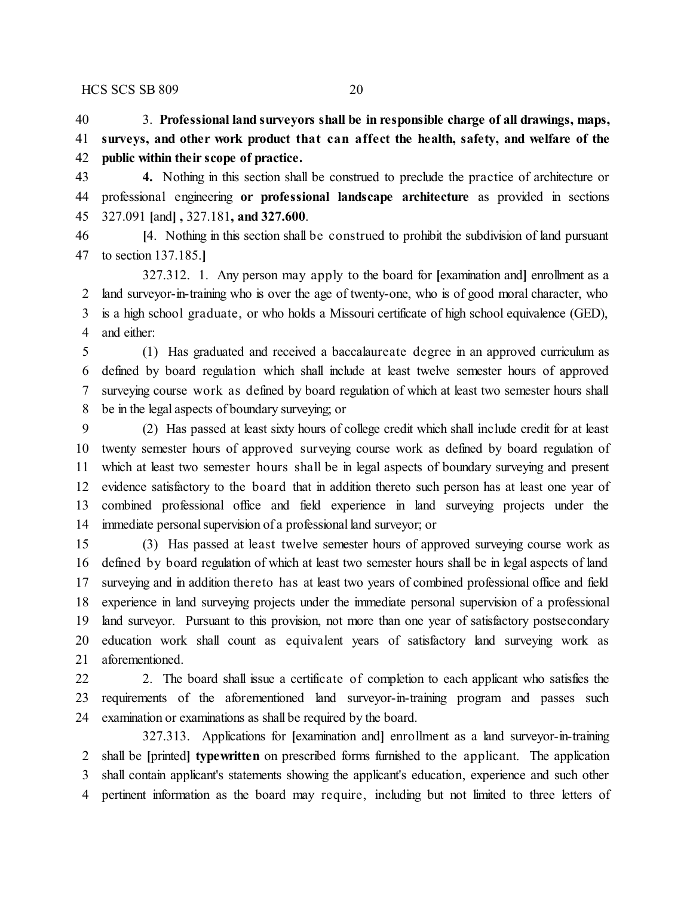3. **Professional land surveyors shall be in responsible charge of all drawings, maps, surveys, and other work product that can affect the health, safety, and welfare of the public within their scope of practice.**

**4.** Nothing in this section shall be construed to preclude the practice of architecture or professional engineering **or professional landscape architecture** as provided in sections 327.091 **[**and**] ,** 327.181**, and 327.600**.

**[**4. Nothing in this section shall be construed to prohibit the subdivision of land pursuant to section 137.185.**]**

327.312. 1. Any person may apply to the board for **[**examination and**]** enrollment as a land surveyor-in-training who is over the age of twenty-one, who is of good moral character, who is a high school graduate, or who holds a Missouri certificate of high school equivalence (GED), and either:

(1) Has graduated and received a baccalaureate degree in an approved curriculum as defined by board regulation which shall include at least twelve semester hours of approved surveying course work as defined by board regulation of which at least two semester hours shall be in the legal aspects of boundary surveying; or

(2) Has passed at least sixty hours of college credit which shall include credit for at least twenty semester hours of approved surveying course work as defined by board regulation of which at least two semester hours shall be in legal aspects of boundary surveying and present evidence satisfactory to the board that in addition thereto such person has at least one year of combined professional office and field experience in land surveying projects under the immediate personal supervision of a professional land surveyor; or

(3) Has passed at least twelve semester hours of approved surveying course work as defined by board regulation of which at least two semester hours shall be in legal aspects of land surveying and in addition thereto has at least two years of combined professional office and field experience in land surveying projects under the immediate personal supervision of a professional land surveyor. Pursuant to this provision, not more than one year of satisfactory postsecondary education work shall count as equivalent years of satisfactory land surveying work as aforementioned.

2. The board shall issue a certificate of completion to each applicant who satisfies the requirements of the aforementioned land surveyor-in-training program and passes such examination or examinations as shall be required by the board.

327.313. Applications for **[**examination and**]** enrollment as a land surveyor-in-training shall be **[**printed**]** **typewritten** on prescribed forms furnished to the applicant. The application shall contain applicant's statements showing the applicant's education, experience and such other pertinent information as the board may require, including but not limited to three letters of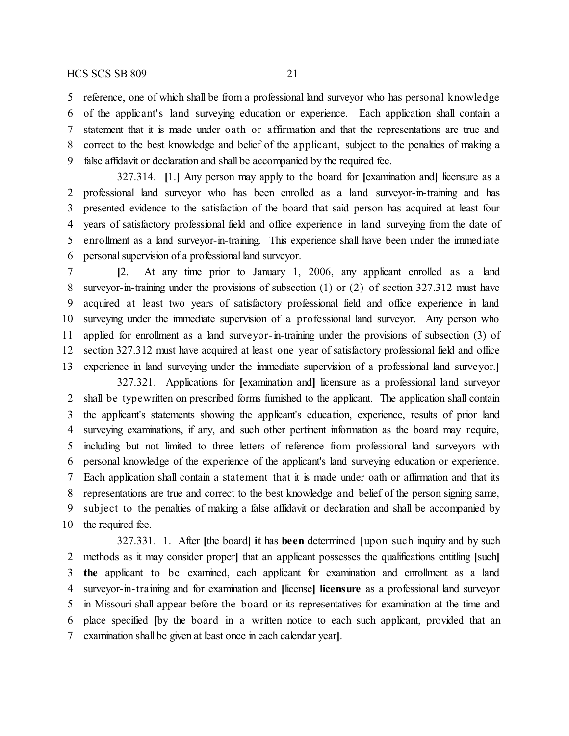reference, one of which shall be from a professional land surveyor who has personal knowledge of the applicant's land surveying education or experience. Each application shall contain a statement that it is made under oath or affirmation and that the representations are true and correct to the best knowledge and belief of the applicant, subject to the penalties of making a false affidavit or declaration and shall be accompanied by the required fee.

327.314. **[**1.**]** Any person may apply to the board for **[**examination and**]** licensure as a professional land surveyor who has been enrolled as a land surveyor-in-training and has presented evidence to the satisfaction of the board that said person has acquired at least four years of satisfactory professional field and office experience in land surveying from the date of enrollment as a land surveyor-in-training. This experience shall have been under the immediate personal supervision of a professional land surveyor.

**[**2. At any time prior to January 1, 2006, any applicant enrolled as a land surveyor-in-training under the provisions of subsection (1) or (2) of section 327.312 must have acquired at least two years of satisfactory professional field and office experience in land surveying under the immediate supervision of a professional land surveyor. Any person who applied for enrollment as a land surveyor-in-training under the provisions of subsection (3) of section 327.312 must have acquired at least one year of satisfactory professional field and office experience in land surveying under the immediate supervision of a professional land surveyor.**]**

327.321. Applications for **[**examination and**]** licensure as a professional land surveyor shall be typewritten on prescribed forms furnished to the applicant. The application shall contain the applicant's statements showing the applicant's education, experience, results of prior land surveying examinations, if any, and such other pertinent information as the board may require, including but not limited to three letters of reference from professional land surveyors with personal knowledge of the experience of the applicant's land surveying education or experience. Each application shall contain a statement that it is made under oath or affirmation and that its representations are true and correct to the best knowledge and belief of the person signing same, subject to the penalties of making a false affidavit or declaration and shall be accompanied by the required fee.

327.331. 1. After **[**the board**]** **it** has **been** determined **[**upon such inquiry and by such methods as it may consider proper**]** that an applicant possesses the qualifications entitling **[**such**]** **the** applicant to be examined, each applicant for examination and enrollment as a land surveyor-in-training and for examination and **[**license**]** **licensure** as a professional land surveyor in Missouri shall appear before the board or its representatives for examination at the time and place specified **[**by the board in a written notice to each such applicant, provided that an examination shall be given at least once in each calendar year**]**.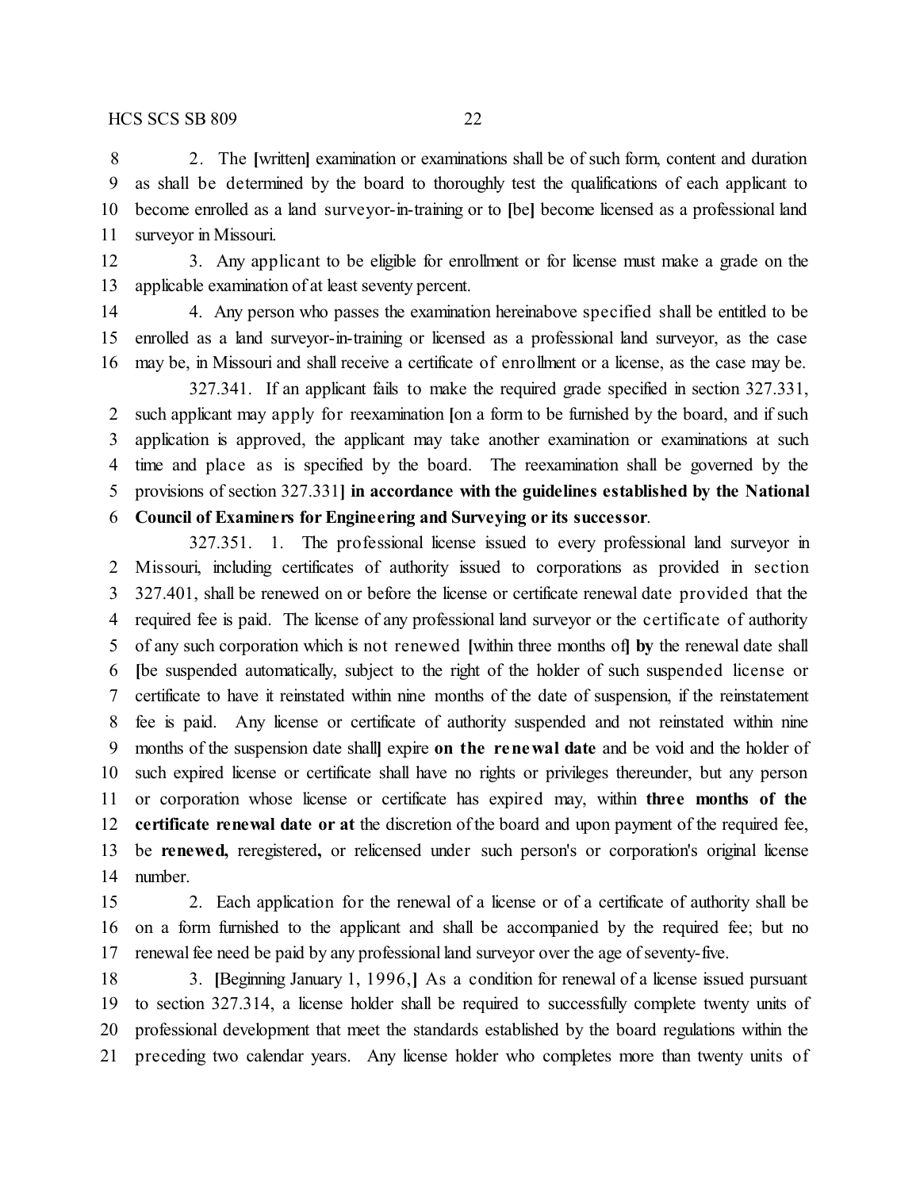2. The [written] examination or examinations shall be of such form, content and duration as shall be determined by the board to thoroughly test the qualifications of each applicant to become enrolled as a land surveyor-in-training or to [be] become licensed as a professional land surveyor in Missouri.

3. Any applicant to be eligible for enrollment or for license must make a grade on the applicable examination of at least seventy percent.

4. Any person who passes the examination hereinabove specified shall be entitled to be enrolled as a land surveyor-in-training or licensed as a professional land surveyor, as the case may be, in Missouri and shall receive a certificate of enrollment or a license, as the case may be.

327.341. If an applicant fails to make the required grade specified in section 327.331, such applicant may apply for reexamination [on a form to be furnished by the board, and if such application is approved, the applicant may take another examination or examinations at such time and place as is specified by the board. The reexamination shall be governed by the provisions of section 327.331] **in accordance with the guidelines established by the National Council of Examiners for Engineering and Surveying or its successor**.

327.351. 1. The professional license issued to every professional land surveyor in Missouri, including certificates of authority issued to corporations as provided in section 327.401, shall be renewed on or before the license or certificate renewal date provided that the required fee is paid. The license of any professional land surveyor or the certificate of authority of any such corporation which is not renewed [within three months of] **by** the renewal date shall [be suspended automatically, subject to the right of the holder of such suspended license or certificate to have it reinstated within nine months of the date of suspension, if the reinstatement fee is paid. Any license or certificate of authority suspended and not reinstated within nine months of the suspension date shall] expire **on the renewal date** and be void and the holder of such expired license or certificate shall have no rights or privileges thereunder, but any person or corporation whose license or certificate has expired may, within **three months of the certificate renewal date or at** the discretion of the board and upon payment of the required fee, be **renewed,** reregistered**,** or relicensed under such person's or corporation's original license number.

2. Each application for the renewal of a license or of a certificate of authority shall be on a form furnished to the applicant and shall be accompanied by the required fee; but no renewal fee need be paid by any professional land surveyor over the age of seventy-five.

3. [Beginning January 1, 1996,] As a condition for renewal of a license issued pursuant to section 327.314, a license holder shall be required to successfully complete twenty units of professional development that meet the standards established by the board regulations within the preceding two calendar years. Any license holder who completes more than twenty units of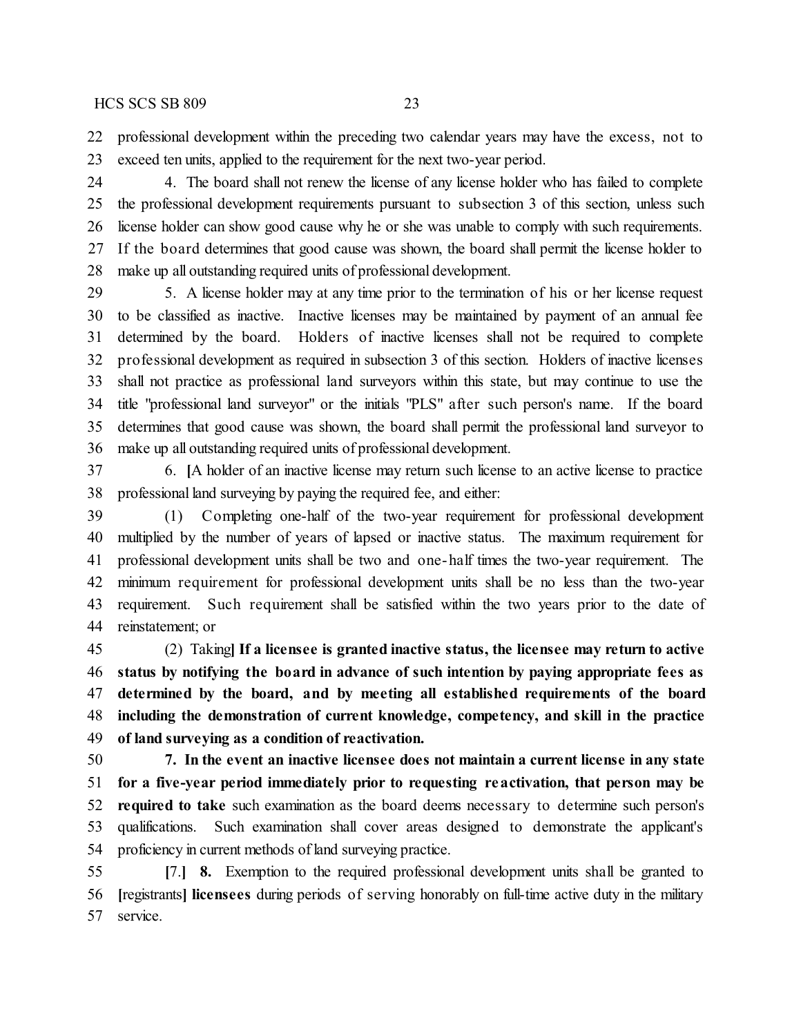professional development within the preceding two calendar years may have the excess, not to exceed ten units, applied to the requirement for the next two-year period.

4. The board shall not renew the license of any license holder who has failed to complete the professional development requirements pursuant to subsection 3 of this section, unless such license holder can show good cause why he or she was unable to comply with such requirements. If the board determines that good cause was shown, the board shall permit the license holder to make up all outstanding required units of professional development.

5. A license holder may at any time prior to the termination of his or her license request to be classified as inactive. Inactive licenses may be maintained by payment of an annual fee determined by the board. Holders of inactive licenses shall not be required to complete professional development as required in subsection 3 of this section. Holders of inactive licenses shall not practice as professional land surveyors within this state, but may continue to use the title "professional land surveyor" or the initials "PLS" after such person's name. If the board determines that good cause was shown, the board shall permit the professional land surveyor to make up all outstanding required units of professional development.

6. [A holder of an inactive license may return such license to an active license to practice professional land surveying by paying the required fee, and either:

(1) Completing one-half of the two-year requirement for professional development multiplied by the number of years of lapsed or inactive status. The maximum requirement for professional development units shall be two and one-half times the two-year requirement. The minimum requirement for professional development units shall be no less than the two-year requirement. Such requirement shall be satisfied within the two years prior to the date of reinstatement; or

(2) Taking**] If a licensee is granted inactive status, the licensee may return to active status by notifying the board in advance of such intention by paying appropriate fees as determined by the board, and by meeting all established requirements of the board including the demonstration of current knowledge, competency, and skill in the practice of land surveying as a condition of reactivation.**

**7. In the event an inactive licensee does not maintain a current license in any state for a five-year period immediately prior to requesting reactivation, that person may be required to take** such examination as the board deems necessary to determine such person's qualifications. Such examination shall cover areas designed to demonstrate the applicant's proficiency in current methods of land surveying practice.

[7.] **8.** Exemption to the required professional development units shall be granted to [registrants] **licensees** during periods of serving honorably on full-time active duty in the military service.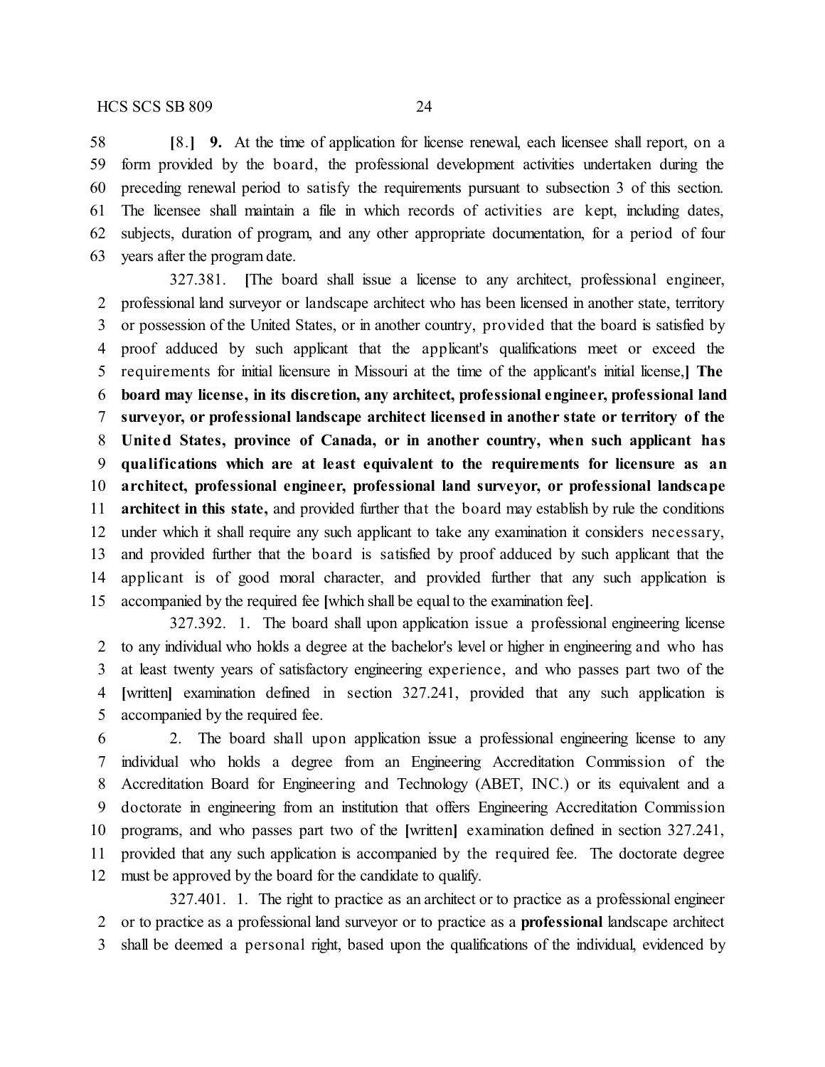[8.] **9.** At the time of application for license renewal, each licensee shall report, on a form provided by the board, the professional development activities undertaken during the preceding renewal period to satisfy the requirements pursuant to subsection 3 of this section. The licensee shall maintain a file in which records of activities are kept, including dates, subjects, duration of program, and any other appropriate documentation, for a period of four years after the program date.

327.381. [The board shall issue a license to any architect, professional engineer, professional land surveyor or landscape architect who has been licensed in another state, territory or possession of the United States, or in another country, provided that the board is satisfied by proof adduced by such applicant that the applicant's qualifications meet or exceed the requirements for initial licensure in Missouri at the time of the applicant's initial license,] **The board may license, in its discretion, any architect, professional engineer, professional land surveyor, or professional landscape architect licensed in another state or territory of the United States, province of Canada, or in another country, when such applicant has qualifications which are at least equivalent to the requirements for licensure as an architect, professional engineer, professional land surveyor, or professional landscape architect in this state,** and provided further that the board may establish by rule the conditions under which it shall require any such applicant to take any examination it considers necessary, and provided further that the board is satisfied by proof adduced by such applicant that the applicant is of good moral character, and provided further that any such application is accompanied by the required fee [which shall be equal to the examination fee].

327.392. 1. The board shall upon application issue a professional engineering license to any individual who holds a degree at the bachelor's level or higher in engineering and who has at least twenty years of satisfactory engineering experience, and who passes part two of the [written] examination defined in section 327.241, provided that any such application is accompanied by the required fee.

2. The board shall upon application issue a professional engineering license to any individual who holds a degree from an Engineering Accreditation Commission of the Accreditation Board for Engineering and Technology (ABET, INC.) or its equivalent and a doctorate in engineering from an institution that offers Engineering Accreditation Commission programs, and who passes part two of the [written] examination defined in section 327.241, provided that any such application is accompanied by the required fee. The doctorate degree must be approved by the board for the candidate to qualify.

327.401. 1. The right to practice as an architect or to practice as a professional engineer or to practice as a professional land surveyor or to practice as a **professional** landscape architect shall be deemed a personal right, based upon the qualifications of the individual, evidenced by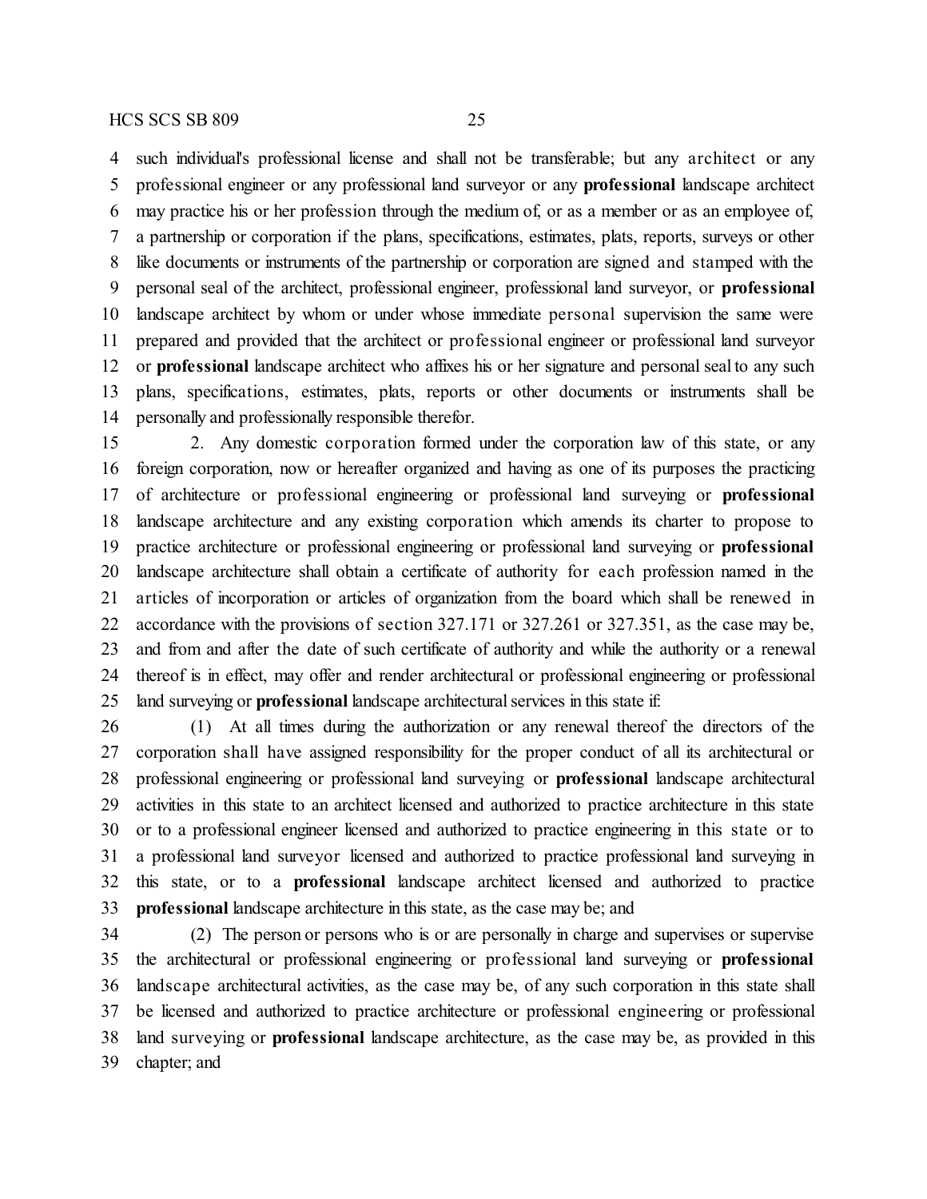such individual's professional license and shall not be transferable; but any architect or any professional engineer or any professional land surveyor or any **professional** landscape architect may practice his or her profession through the medium of, or as a member or as an employee of, a partnership or corporation if the plans, specifications, estimates, plats, reports, surveys or other like documents or instruments of the partnership or corporation are signed and stamped with the personal seal of the architect, professional engineer, professional land surveyor, or **professional** landscape architect by whom or under whose immediate personal supervision the same were prepared and provided that the architect or professional engineer or professional land surveyor or **professional** landscape architect who affixes his or her signature and personal seal to any such plans, specifications, estimates, plats, reports or other documents or instruments shall be personally and professionally responsible therefor.

2. Any domestic corporation formed under the corporation law of this state, or any foreign corporation, now or hereafter organized and having as one of its purposes the practicing of architecture or professional engineering or professional land surveying or **professional** landscape architecture and any existing corporation which amends its charter to propose to practice architecture or professional engineering or professional land surveying or **professional** landscape architecture shall obtain a certificate of authority for each profession named in the articles of incorporation or articles of organization from the board which shall be renewed in accordance with the provisions of section 327.171 or 327.261 or 327.351, as the case may be, and from and after the date of such certificate of authority and while the authority or a renewal thereof is in effect, may offer and render architectural or professional engineering or professional land surveying or **professional** landscape architectural services in this state if:

(1) At all times during the authorization or any renewal thereof the directors of the corporation shall have assigned responsibility for the proper conduct of all its architectural or professional engineering or professional land surveying or **professional** landscape architectural activities in this state to an architect licensed and authorized to practice architecture in this state or to a professional engineer licensed and authorized to practice engineering in this state or to a professional land surveyor licensed and authorized to practice professional land surveying in this state, or to a **professional** landscape architect licensed and authorized to practice **professional** landscape architecture in this state, as the case may be; and

(2) The person or persons who is or are personally in charge and supervises or supervise the architectural or professional engineering or professional land surveying or **professional** landscape architectural activities, as the case may be, of any such corporation in this state shall be licensed and authorized to practice architecture or professional engineering or professional land surveying or **professional** landscape architecture, as the case may be, as provided in this chapter; and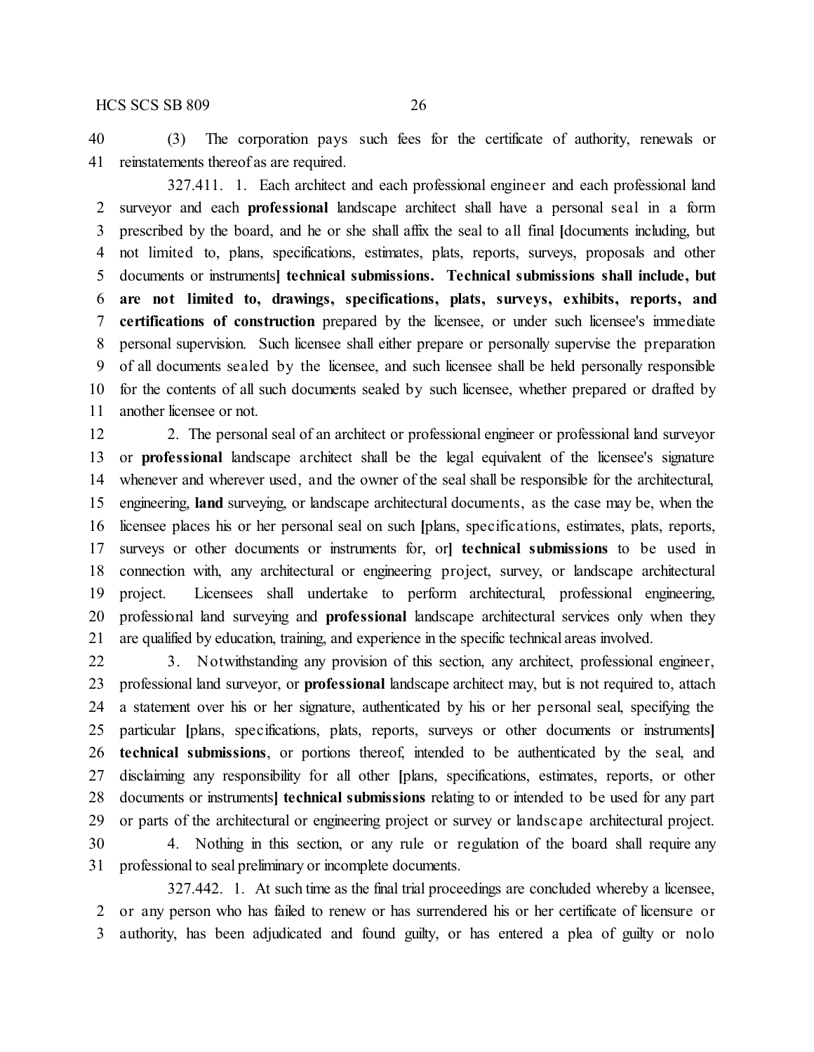(3) The corporation pays such fees for the certificate of authority, renewals or reinstatements thereof as are required.

327.411. 1. Each architect and each professional engineer and each professional land surveyor and each **professional** landscape architect shall have a personal seal in a form prescribed by the board, and he or she shall affix the seal to all final [documents including, but not limited to, plans, specifications, estimates, plats, reports, surveys, proposals and other documents or instruments] **technical submissions. Technical submissions shall include, but are not limited to, drawings, specifications, plats, surveys, exhibits, reports, and certifications of construction** prepared by the licensee, or under such licensee's immediate personal supervision. Such licensee shall either prepare or personally supervise the preparation of all documents sealed by the licensee, and such licensee shall be held personally responsible for the contents of all such documents sealed by such licensee, whether prepared or drafted by another licensee or not.

2. The personal seal of an architect or professional engineer or professional land surveyor or **professional** landscape architect shall be the legal equivalent of the licensee's signature whenever and wherever used, and the owner of the seal shall be responsible for the architectural, engineering, **land** surveying, or landscape architectural documents, as the case may be, when the licensee places his or her personal seal on such [plans, specifications, estimates, plats, reports, surveys or other documents or instruments for, or] **technical submissions** to be used in connection with, any architectural or engineering project, survey, or landscape architectural project. Licensees shall undertake to perform architectural, professional engineering, professional land surveying and **professional** landscape architectural services only when they are qualified by education, training, and experience in the specific technical areas involved.

3. Notwithstanding any provision of this section, any architect, professional engineer, professional land surveyor, or **professional** landscape architect may, but is not required to, attach a statement over his or her signature, authenticated by his or her personal seal, specifying the particular [plans, specifications, plats, reports, surveys or other documents or instruments] **technical submissions**, or portions thereof, intended to be authenticated by the seal, and disclaiming any responsibility for all other [plans, specifications, estimates, reports, or other documents or instruments] **technical submissions** relating to or intended to be used for any part or parts of the architectural or engineering project or survey or landscape architectural project.

4. Nothing in this section, or any rule or regulation of the board shall require any professional to seal preliminary or incomplete documents.

327.442. 1. At such time as the final trial proceedings are concluded whereby a licensee, or any person who has failed to renew or has surrendered his or her certificate of licensure or authority, has been adjudicated and found guilty, or has entered a plea of guilty or nolo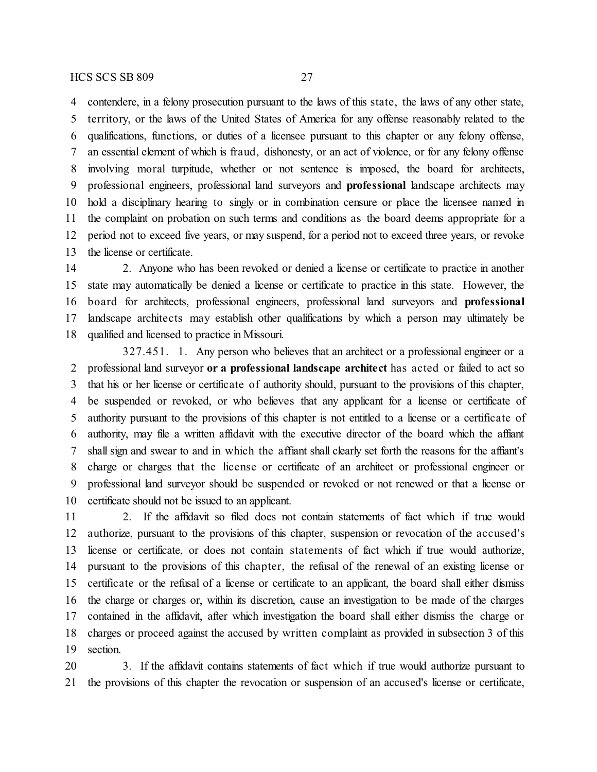contendere, in a felony prosecution pursuant to the laws of this state, the laws of any other state, territory, or the laws of the United States of America for any offense reasonably related to the qualifications, functions, or duties of a licensee pursuant to this chapter or any felony offense, an essential element of which is fraud, dishonesty, or an act of violence, or for any felony offense involving moral turpitude, whether or not sentence is imposed, the board for architects, professional engineers, professional land surveyors and **professional** landscape architects may hold a disciplinary hearing to singly or in combination censure or place the licensee named in the complaint on probation on such terms and conditions as the board deems appropriate for a period not to exceed five years, or may suspend, for a period not to exceed three years, or revoke the license or certificate.

2. Anyone who has been revoked or denied a license or certificate to practice in another state may automatically be denied a license or certificate to practice in this state. However, the board for architects, professional engineers, professional land surveyors and **professional** landscape architects may establish other qualifications by which a person may ultimately be qualified and licensed to practice in Missouri.

327.451. 1. Any person who believes that an architect or a professional engineer or a professional land surveyor **or a professional landscape architect** has acted or failed to act so that his or her license or certificate of authority should, pursuant to the provisions of this chapter, be suspended or revoked, or who believes that any applicant for a license or certificate of authority pursuant to the provisions of this chapter is not entitled to a license or a certificate of authority, may file a written affidavit with the executive director of the board which the affiant shall sign and swear to and in which the affiant shall clearly set forth the reasons for the affiant's charge or charges that the license or certificate of an architect or professional engineer or professional land surveyor should be suspended or revoked or not renewed or that a license or certificate should not be issued to an applicant.

2. If the affidavit so filed does not contain statements of fact which if true would authorize, pursuant to the provisions of this chapter, suspension or revocation of the accused's license or certificate, or does not contain statements of fact which if true would authorize, pursuant to the provisions of this chapter, the refusal of the renewal of an existing license or certificate or the refusal of a license or certificate to an applicant, the board shall either dismiss the charge or charges or, within its discretion, cause an investigation to be made of the charges contained in the affidavit, after which investigation the board shall either dismiss the charge or charges or proceed against the accused by written complaint as provided in subsection 3 of this section.

3. If the affidavit contains statements of fact which if true would authorize pursuant to the provisions of this chapter the revocation or suspension of an accused's license or certificate,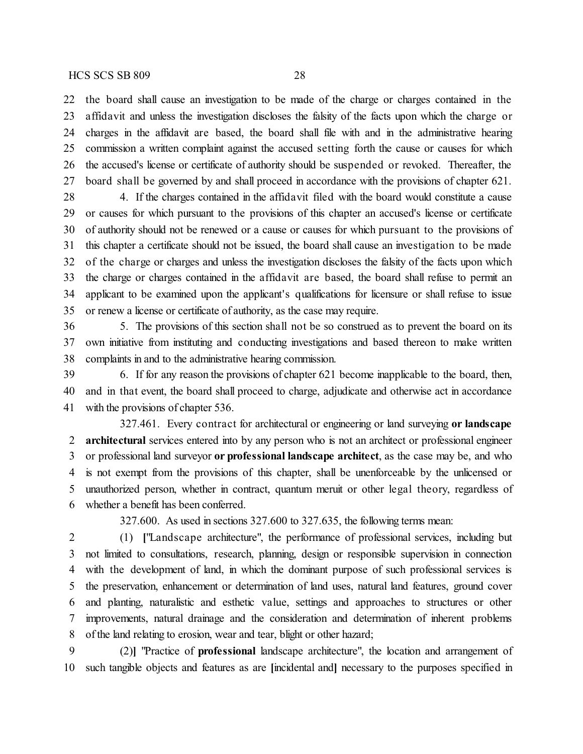22 the board shall cause an investigation to be made of the charge or charges contained in the
23 affidavit and unless the investigation discloses the falsity of the facts upon which the charge or
24 charges in the affidavit are based, the board shall file with and in the administrative hearing
25 commission a written complaint against the accused setting forth the cause or causes for which
26 the accused's license or certificate of authority should be suspended or revoked. Thereafter, the
27 board shall be governed by and shall proceed in accordance with the provisions of chapter 621.

28 4. If the charges contained in the affidavit filed with the board would constitute a cause
29 or causes for which pursuant to the provisions of this chapter an accused's license or certificate
30 of authority should not be renewed or a cause or causes for which pursuant to the provisions of
31 this chapter a certificate should not be issued, the board shall cause an investigation to be made
32 of the charge or charges and unless the investigation discloses the falsity of the facts upon which
33 the charge or charges contained in the affidavit are based, the board shall refuse to permit an
34 applicant to be examined upon the applicant's qualifications for licensure or shall refuse to issue
35 or renew a license or certificate of authority, as the case may require.

36 5. The provisions of this section shall not be so construed as to prevent the board on its
37 own initiative from instituting and conducting investigations and based thereon to make written
38 complaints in and to the administrative hearing commission.

39 6. If for any reason the provisions of chapter 621 become inapplicable to the board, then,
40 and in that event, the board shall proceed to charge, adjudicate and otherwise act in accordance
41 with the provisions of chapter 536.

327.461. Every contract for architectural or engineering or land surveying **or landscape**
2 **architectural** services entered into by any person who is not an architect or professional engineer
3 or professional land surveyor **or professional landscape architect**, as the case may be, and who
4 is not exempt from the provisions of this chapter, shall be unenforceable by the unlicensed or
5 unauthorized person, whether in contract, quantum meruit or other legal theory, regardless of
6 whether a benefit has been conferred.

327.600. As used in sections 327.600 to 327.635, the following terms mean:

2 (1) **[**"Landscape architecture", the performance of professional services, including but
3 not limited to consultations, research, planning, design or responsible supervision in connection
4 with the development of land, in which the dominant purpose of such professional services is
5 the preservation, enhancement or determination of land uses, natural land features, ground cover
6 and planting, naturalistic and esthetic value, settings and approaches to structures or other
7 improvements, natural drainage and the consideration and determination of inherent problems
8 of the land relating to erosion, wear and tear, blight or other hazard;

9 (2)**]** "Practice of **professional** landscape architecture", the location and arrangement of
10 such tangible objects and features as are **[**incidental and**]** necessary to the purposes specified in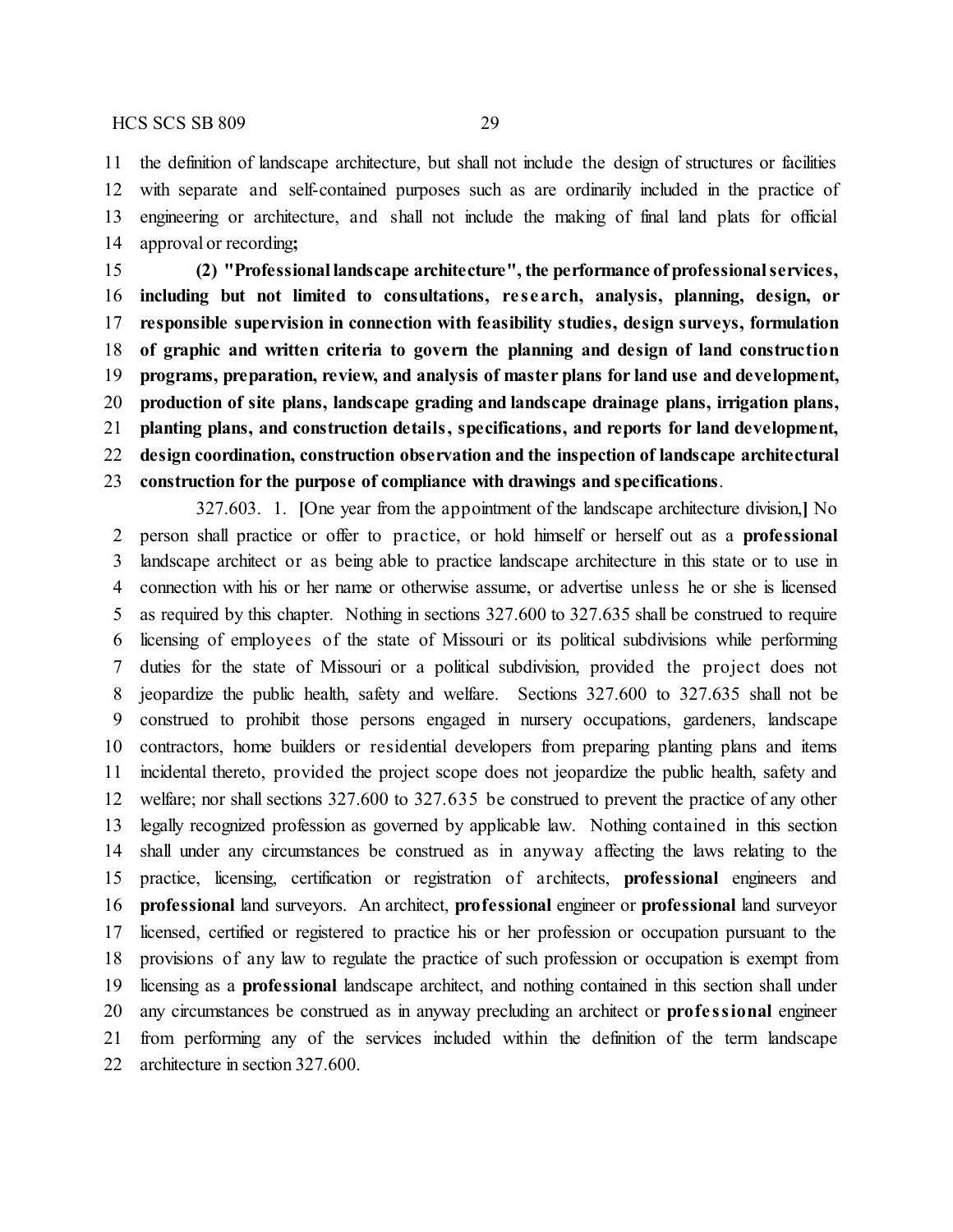the definition of landscape architecture, but shall not include the design of structures or facilities with separate and self-contained purposes such as are ordinarily included in the practice of engineering or architecture, and shall not include the making of final land plats for official approval or recording**;**

**(2) "Professional landscape architecture", the performance of professional services, including but not limited to consultations, research, analysis, planning, design, or responsible supervision in connection with feasibility studies, design surveys, formulation of graphic and written criteria to govern the planning and design of land construction programs, preparation, review, and analysis of master plans for land use and development, production of site plans, landscape grading and landscape drainage plans, irrigation plans, planting plans, and construction details, specifications, and reports for land development, design coordination, construction observation and the inspection of landscape architectural construction for the purpose of compliance with drawings and specifications**.

327.603. 1. **[**One year from the appointment of the landscape architecture division,**]** No person shall practice or offer to practice, or hold himself or herself out as a **professional** landscape architect or as being able to practice landscape architecture in this state or to use in connection with his or her name or otherwise assume, or advertise unless he or she is licensed as required by this chapter. Nothing in sections 327.600 to 327.635 shall be construed to require licensing of employees of the state of Missouri or its political subdivisions while performing duties for the state of Missouri or a political subdivision, provided the project does not jeopardize the public health, safety and welfare. Sections 327.600 to 327.635 shall not be construed to prohibit those persons engaged in nursery occupations, gardeners, landscape contractors, home builders or residential developers from preparing planting plans and items incidental thereto, provided the project scope does not jeopardize the public health, safety and welfare; nor shall sections 327.600 to 327.635 be construed to prevent the practice of any other legally recognized profession as governed by applicable law. Nothing contained in this section shall under any circumstances be construed as in anyway affecting the laws relating to the practice, licensing, certification or registration of architects, **professional** engineers and **professional** land surveyors. An architect, **professional** engineer or **professional** land surveyor licensed, certified or registered to practice his or her profession or occupation pursuant to the provisions of any law to regulate the practice of such profession or occupation is exempt from licensing as a **professional** landscape architect, and nothing contained in this section shall under any circumstances be construed as in anyway precluding an architect or **professional** engineer from performing any of the services included within the definition of the term landscape architecture in section 327.600.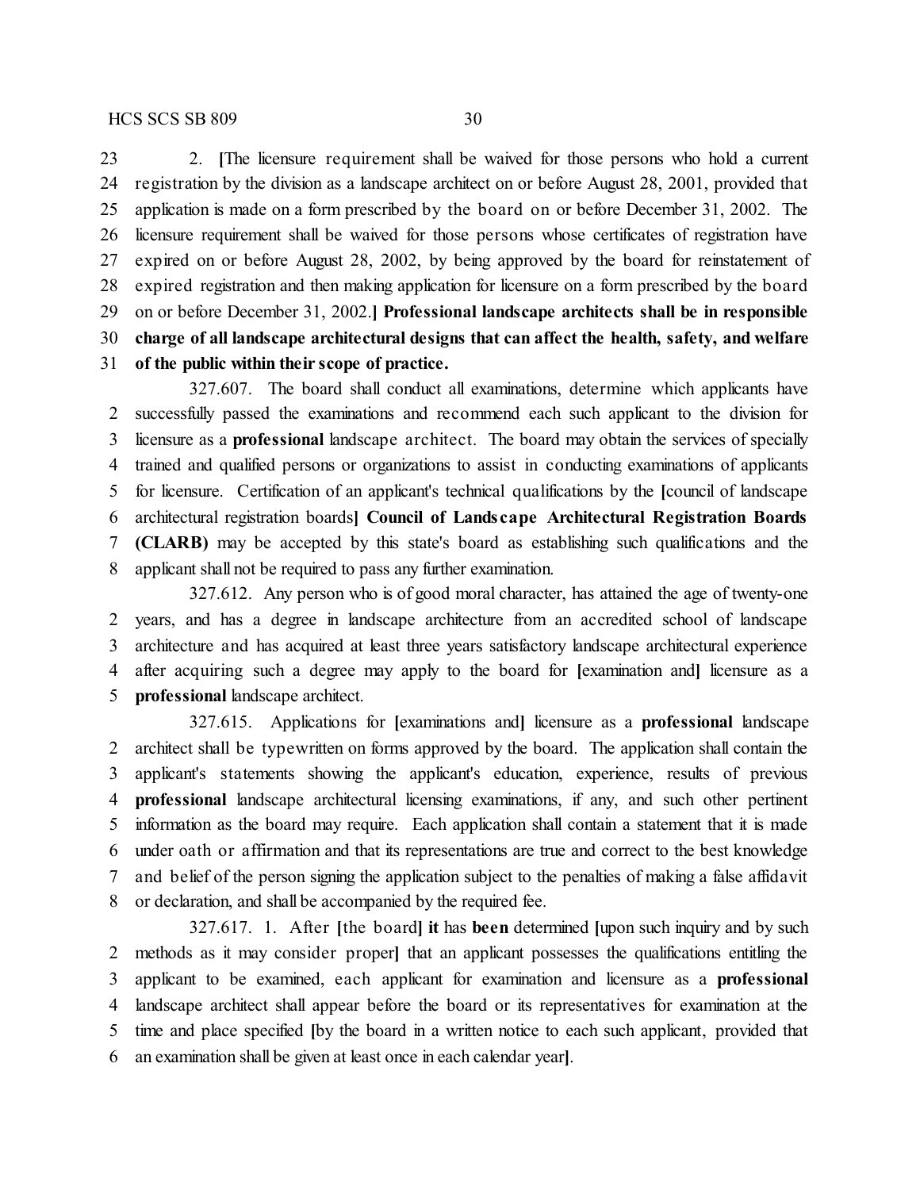23 2. [The licensure requirement shall be waived for those persons who hold a current
24 registration by the division as a landscape architect on or before August 28, 2001, provided that
25 application is made on a form prescribed by the board on or before December 31, 2002. The
26 licensure requirement shall be waived for those persons whose certificates of registration have
27 expired on or before August 28, 2002, by being approved by the board for reinstatement of
28 expired registration and then making application for licensure on a form prescribed by the board
29 on or before December 31, 2002.] **Professional landscape architects shall be in responsible**
30 **charge of all landscape architectural designs that can affect the health, safety, and welfare**
31 **of the public within their scope of practice.**

327.607. The board shall conduct all examinations, determine which applicants have
2 successfully passed the examinations and recommend each such applicant to the division for
3 licensure as a **professional** landscape architect. The board may obtain the services of specially
4 trained and qualified persons or organizations to assist in conducting examinations of applicants
5 for licensure. Certification of an applicant's technical qualifications by the [council of landscape
6 architectural registration boards] **Council of Landscape Architectural Registration Boards**
7 **(CLARB)** may be accepted by this state's board as establishing such qualifications and the
8 applicant shall not be required to pass any further examination.

327.612. Any person who is of good moral character, has attained the age of twenty-one
2 years, and has a degree in landscape architecture from an accredited school of landscape
3 architecture and has acquired at least three years satisfactory landscape architectural experience
4 after acquiring such a degree may apply to the board for [examination and] licensure as a
5 **professional** landscape architect.

327.615. Applications for [examinations and] licensure as a **professional** landscape
2 architect shall be typewritten on forms approved by the board. The application shall contain the
3 applicant's statements showing the applicant's education, experience, results of previous
4 **professional** landscape architectural licensing examinations, if any, and such other pertinent
5 information as the board may require. Each application shall contain a statement that it is made
6 under oath or affirmation and that its representations are true and correct to the best knowledge
7 and belief of the person signing the application subject to the penalties of making a false affidavit
8 or declaration, and shall be accompanied by the required fee.

327.617. 1. After [the board] **it** has **been** determined [upon such inquiry and by such
2 methods as it may consider proper] that an applicant possesses the qualifications entitling the
3 applicant to be examined, each applicant for examination and licensure as a **professional**
4 landscape architect shall appear before the board or its representatives for examination at the
5 time and place specified [by the board in a written notice to each such applicant, provided that
6 an examination shall be given at least once in each calendar year].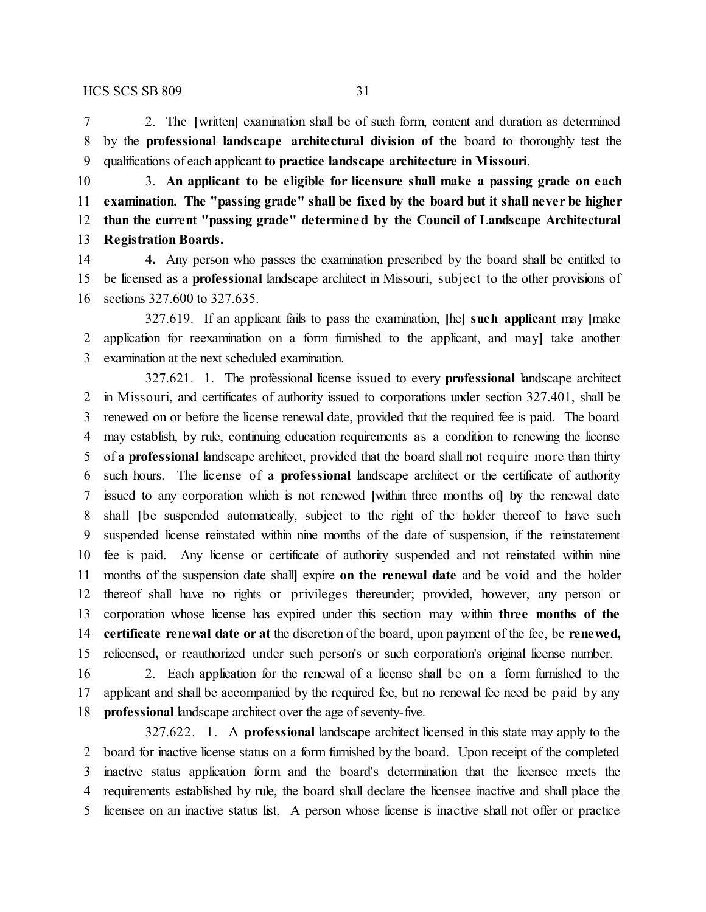2. The [written] examination shall be of such form, content and duration as determined by the **professional landscape architectural division of the** board to thoroughly test the qualifications of each applicant **to practice landscape architecture in Missouri**.

3. **An applicant to be eligible for licensure shall make a passing grade on each examination. The "passing grade" shall be fixed by the board but it shall never be higher than the current "passing grade" determined by the Council of Landscape Architectural Registration Boards.**

**4.** Any person who passes the examination prescribed by the board shall be entitled to be licensed as a **professional** landscape architect in Missouri, subject to the other provisions of sections 327.600 to 327.635.

327.619. If an applicant fails to pass the examination, [he] **such applicant** may [make application for reexamination on a form furnished to the applicant, and may] take another examination at the next scheduled examination.

327.621. 1. The professional license issued to every **professional** landscape architect in Missouri, and certificates of authority issued to corporations under section 327.401, shall be renewed on or before the license renewal date, provided that the required fee is paid. The board may establish, by rule, continuing education requirements as a condition to renewing the license of a **professional** landscape architect, provided that the board shall not require more than thirty such hours. The license of a **professional** landscape architect or the certificate of authority issued to any corporation which is not renewed [within three months of] **by** the renewal date shall [be suspended automatically, subject to the right of the holder thereof to have such suspended license reinstated within nine months of the date of suspension, if the reinstatement fee is paid. Any license or certificate of authority suspended and not reinstated within nine months of the suspension date shall] expire **on the renewal date** and be void and the holder thereof shall have no rights or privileges thereunder; provided, however, any person or corporation whose license has expired under this section may within **three months of the certificate renewal date or at** the discretion of the board, upon payment of the fee, be **renewed,** relicensed**,** or reauthorized under such person's or such corporation's original license number.

2. Each application for the renewal of a license shall be on a form furnished to the applicant and shall be accompanied by the required fee, but no renewal fee need be paid by any **professional** landscape architect over the age of seventy-five.

327.622. 1. A **professional** landscape architect licensed in this state may apply to the board for inactive license status on a form furnished by the board. Upon receipt of the completed inactive status application form and the board's determination that the licensee meets the requirements established by rule, the board shall declare the licensee inactive and shall place the licensee on an inactive status list. A person whose license is inactive shall not offer or practice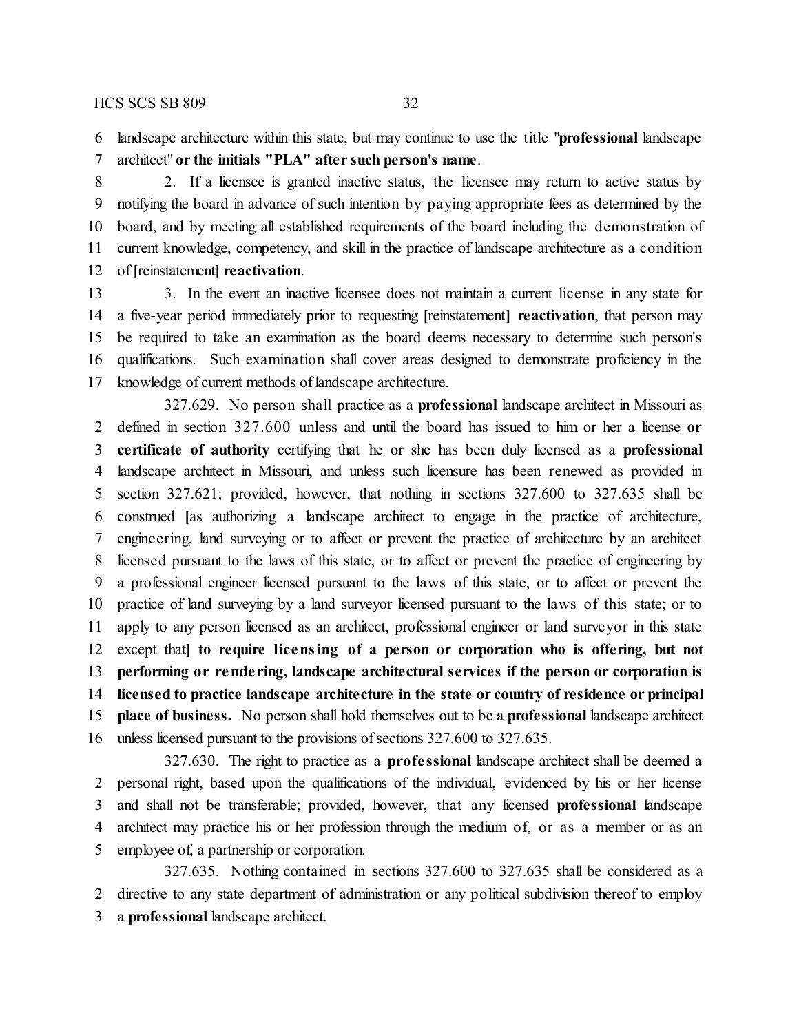landscape architecture within this state, but may continue to use the title "**professional** landscape architect" **or the initials "PLA" after such person's name**.

2. If a licensee is granted inactive status, the licensee may return to active status by notifying the board in advance of such intention by paying appropriate fees as determined by the board, and by meeting all established requirements of the board including the demonstration of current knowledge, competency, and skill in the practice of landscape architecture as a condition of [reinstatement] **reactivation**.

3. In the event an inactive licensee does not maintain a current license in any state for a five-year period immediately prior to requesting [reinstatement] **reactivation**, that person may be required to take an examination as the board deems necessary to determine such person's qualifications. Such examination shall cover areas designed to demonstrate proficiency in the knowledge of current methods of landscape architecture.

327.629. No person shall practice as a **professional** landscape architect in Missouri as defined in section 327.600 unless and until the board has issued to him or her a license **or certificate of authority** certifying that he or she has been duly licensed as a **professional** landscape architect in Missouri, and unless such licensure has been renewed as provided in section 327.621; provided, however, that nothing in sections 327.600 to 327.635 shall be construed [as authorizing a landscape architect to engage in the practice of architecture, engineering, land surveying or to affect or prevent the practice of architecture by an architect licensed pursuant to the laws of this state, or to affect or prevent the practice of engineering by a professional engineer licensed pursuant to the laws of this state, or to affect or prevent the practice of land surveying by a land surveyor licensed pursuant to the laws of this state; or to apply to any person licensed as an architect, professional engineer or land surveyor in this state except that] **to require licensing of a person or corporation who is offering, but not performing or rendering, landscape architectural services if the person or corporation is licensed to practice landscape architecture in the state or country of residence or principal place of business.** No person shall hold themselves out to be a **professional** landscape architect unless licensed pursuant to the provisions of sections 327.600 to 327.635.

327.630. The right to practice as a **professional** landscape architect shall be deemed a personal right, based upon the qualifications of the individual, evidenced by his or her license and shall not be transferable; provided, however, that any licensed **professional** landscape architect may practice his or her profession through the medium of, or as a member or as an employee of, a partnership or corporation.

327.635. Nothing contained in sections 327.600 to 327.635 shall be considered as a directive to any state department of administration or any political subdivision thereof to employ a **professional** landscape architect.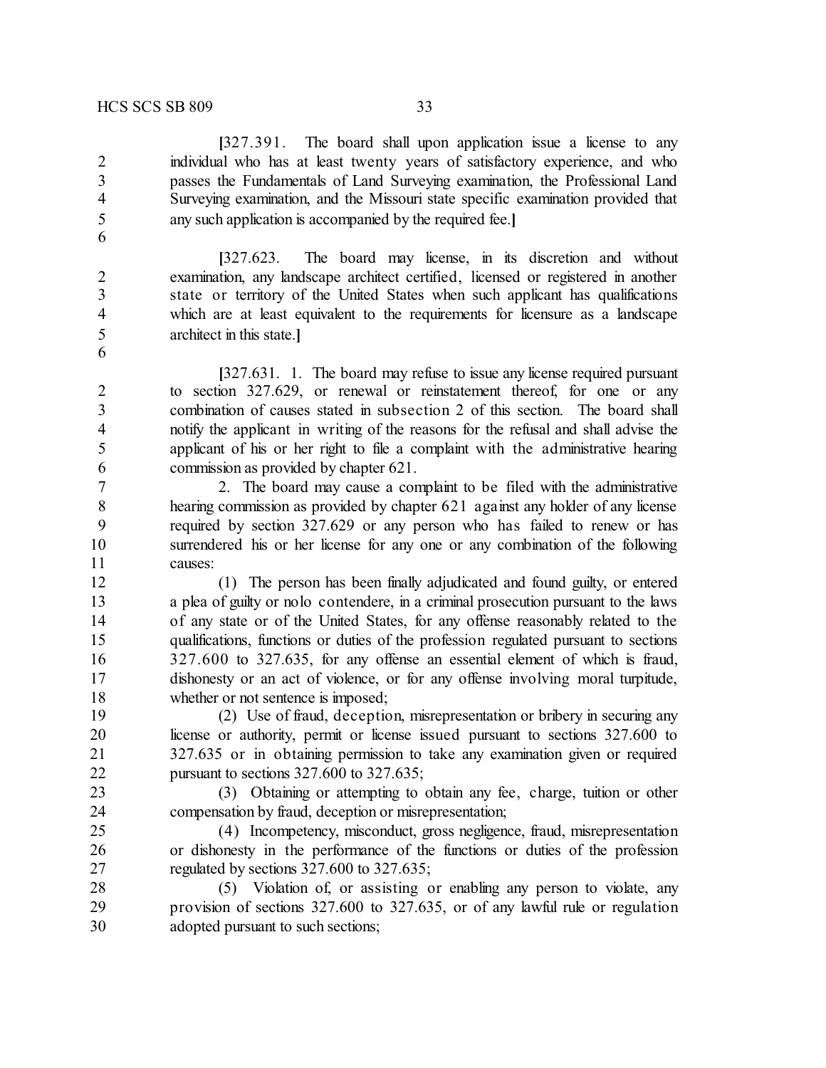**[**327.391. The board shall upon application issue a license to any individual who has at least twenty years of satisfactory experience, and who passes the Fundamentals of Land Surveying examination, the Professional Land Surveying examination, and the Missouri state specific examination provided that any such application is accompanied by the required fee.**]**

**[**327.623. The board may license, in its discretion and without examination, any landscape architect certified, licensed or registered in another state or territory of the United States when such applicant has qualifications which are at least equivalent to the requirements for licensure as a landscape architect in this state.**]**

**[**327.631. 1. The board may refuse to issue any license required pursuant to section 327.629, or renewal or reinstatement thereof, for one or any combination of causes stated in subsection 2 of this section. The board shall notify the applicant in writing of the reasons for the refusal and shall advise the applicant of his or her right to file a complaint with the administrative hearing commission as provided by chapter 621.

2. The board may cause a complaint to be filed with the administrative hearing commission as provided by chapter 621 against any holder of any license required by section 327.629 or any person who has failed to renew or has surrendered his or her license for any one or any combination of the following causes:

(1) The person has been finally adjudicated and found guilty, or entered a plea of guilty or nolo contendere, in a criminal prosecution pursuant to the laws of any state or of the United States, for any offense reasonably related to the qualifications, functions or duties of the profession regulated pursuant to sections 327.600 to 327.635, for any offense an essential element of which is fraud, dishonesty or an act of violence, or for any offense involving moral turpitude, whether or not sentence is imposed;

(2) Use of fraud, deception, misrepresentation or bribery in securing any license or authority, permit or license issued pursuant to sections 327.600 to 327.635 or in obtaining permission to take any examination given or required pursuant to sections 327.600 to 327.635;

(3) Obtaining or attempting to obtain any fee, charge, tuition or other compensation by fraud, deception or misrepresentation;

(4) Incompetency, misconduct, gross negligence, fraud, misrepresentation or dishonesty in the performance of the functions or duties of the profession regulated by sections 327.600 to 327.635;

(5) Violation of, or assisting or enabling any person to violate, any provision of sections 327.600 to 327.635, or of any lawful rule or regulation adopted pursuant to such sections;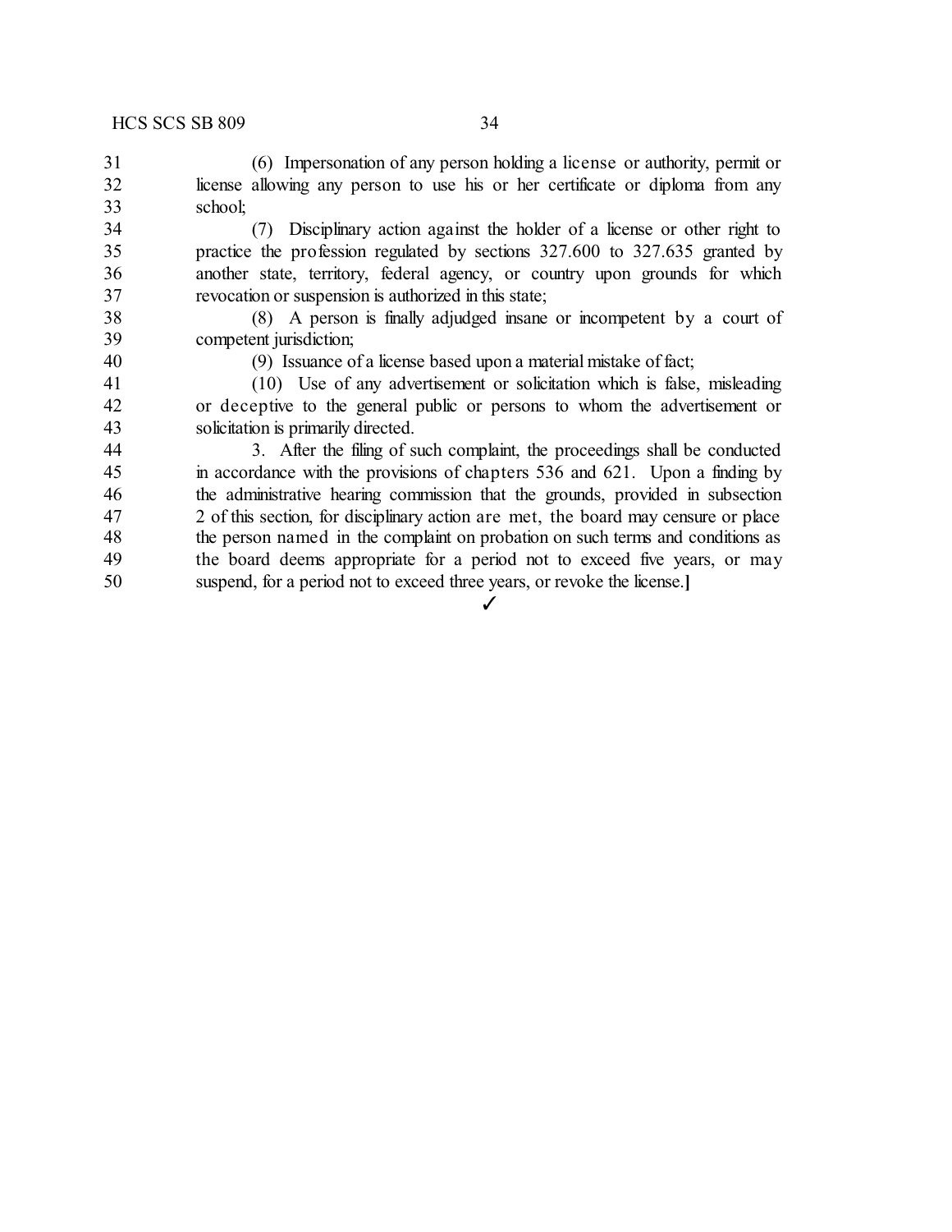(6) Impersonation of any person holding a license or authority, permit or license allowing any person to use his or her certificate or diploma from any school;

(7) Disciplinary action against the holder of a license or other right to practice the profession regulated by sections 327.600 to 327.635 granted by another state, territory, federal agency, or country upon grounds for which revocation or suspension is authorized in this state;

(8) A person is finally adjudged insane or incompetent by a court of competent jurisdiction;

(9) Issuance of a license based upon a material mistake of fact;

(10) Use of any advertisement or solicitation which is false, misleading or deceptive to the general public or persons to whom the advertisement or solicitation is primarily directed.

3. After the filing of such complaint, the proceedings shall be conducted in accordance with the provisions of chapters 536 and 621. Upon a finding by the administrative hearing commission that the grounds, provided in subsection 2 of this section, for disciplinary action are met, the board may censure or place the person named in the complaint on probation on such terms and conditions as the board deems appropriate for a period not to exceed five years, or may suspend, for a period not to exceed three years, or revoke the license.]

✓